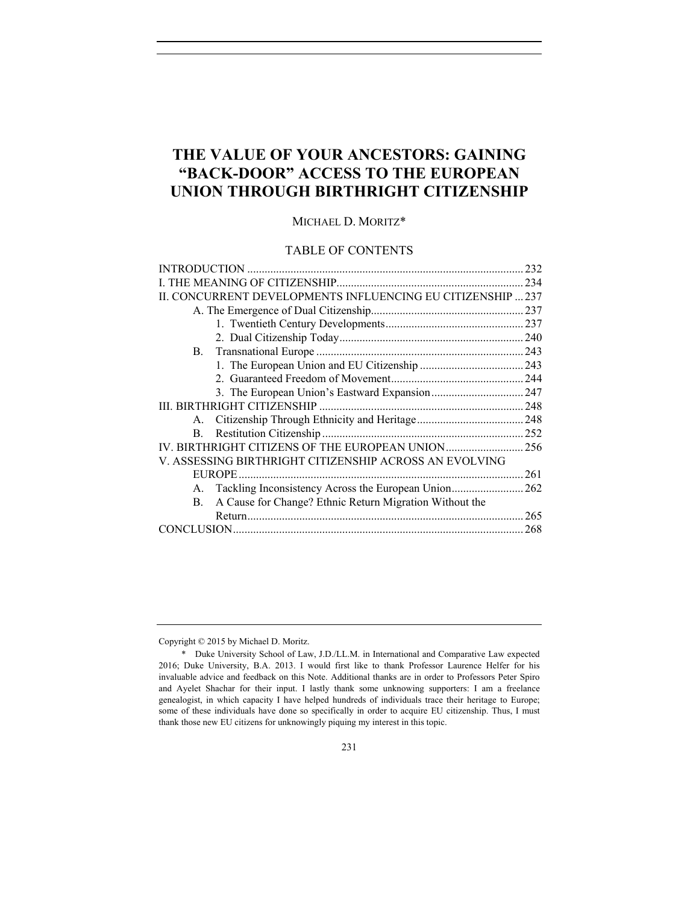# THE VALUE OF YOUR ANCESTORS: GAINING "BACK-DOOR" ACCESS TO THE EUROPEAN UNION THROUGH BIRTHRIGHT CITIZENSHIP

MICHAEL D. MORITZ*

## TABLE OF CONTENTS

INTRODUCTION ............................................................................................... 232

I. THE MEANING OF CITIZENSHIP................................................................ 234

II. CONCURRENT DEVELOPMENTS INFLUENCING EU CITIZENSHIP ... 237

- A. The Emergence of Dual Citizenship..................................................... 237
  - 1. Twentieth Century Developments................................................ 237
  - 2. Dual Citizenship Today................................................................ 240
- B. Transnational Europe ........................................................................ 243
  - 1. The European Union and EU Citizenship .................................... 243
  - 2. Guaranteed Freedom of Movement.............................................. 244
  - 3. The European Union's Eastward Expansion................................ 247

III. BIRTHRIGHT CITIZENSHIP ....................................................................... 248

- A. Citizenship Through Ethnicity and Heritage..................................... 248
- B. Restitution Citizenship ...................................................................... 252

IV. BIRTHRIGHT CITIZENS OF THE EUROPEAN UNION........................... 256

V. ASSESSING BIRTHRIGHT CITIZENSHIP ACROSS AN EVOLVING EUROPE.................................................................................................. 261

- A. Tackling Inconsistency Across the European Union......................... 262
- B. A Cause for Change? Ethnic Return Migration Without the Return................................................................................................ 265

CONCLUSION.................................................................................................... 268

---

Copyright © 2015 by Michael D. Moritz.

\* Duke University School of Law, J.D./LL.M. in International and Comparative Law expected 2016; Duke University, B.A. 2013. I would first like to thank Professor Laurence Helfer for his invaluable advice and feedback on this Note. Additional thanks are in order to Professors Peter Spiro and Ayelet Shachar for their input. I lastly thank some unknowing supporters: I am a freelance genealogist, in which capacity I have helped hundreds of individuals trace their heritage to Europe; some of these individuals have done so specifically in order to acquire EU citizenship. Thus, I must thank those new EU citizens for unknowingly piquing my interest in this topic.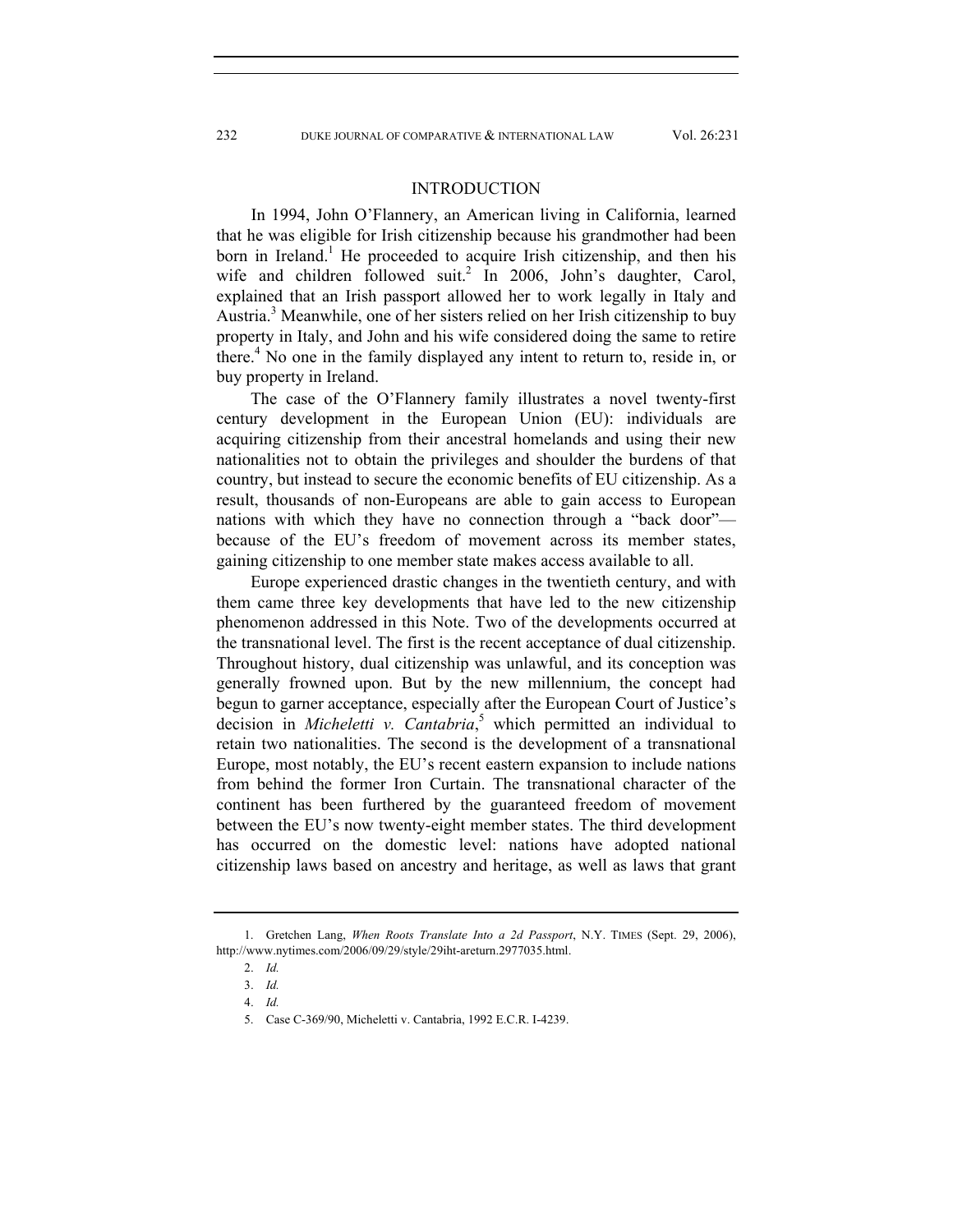## INTRODUCTION

In 1994, John O'Flannery, an American living in California, learned that he was eligible for Irish citizenship because his grandmother had been born in Ireland.[1] He proceeded to acquire Irish citizenship, and then his wife and children followed suit.[2] In 2006, John's daughter, Carol, explained that an Irish passport allowed her to work legally in Italy and Austria.[3] Meanwhile, one of her sisters relied on her Irish citizenship to buy property in Italy, and John and his wife considered doing the same to retire there.[4] No one in the family displayed any intent to return to, reside in, or buy property in Ireland.

The case of the O'Flannery family illustrates a novel twenty-first century development in the European Union (EU): individuals are acquiring citizenship from their ancestral homelands and using their new nationalities not to obtain the privileges and shoulder the burdens of that country, but instead to secure the economic benefits of EU citizenship. As a result, thousands of non-Europeans are able to gain access to European nations with which they have no connection through a "back door"—because of the EU's freedom of movement across its member states, gaining citizenship to one member state makes access available to all.

Europe experienced drastic changes in the twentieth century, and with them came three key developments that have led to the new citizenship phenomenon addressed in this Note. Two of the developments occurred at the transnational level. The first is the recent acceptance of dual citizenship. Throughout history, dual citizenship was unlawful, and its conception was generally frowned upon. But by the new millennium, the concept had begun to garner acceptance, especially after the European Court of Justice's decision in *Micheletti v. Cantabria*,[5] which permitted an individual to retain two nationalities. The second is the development of a transnational Europe, most notably, the EU's recent eastern expansion to include nations from behind the former Iron Curtain. The transnational character of the continent has been furthered by the guaranteed freedom of movement between the EU's now twenty-eight member states. The third development has occurred on the domestic level: nations have adopted national citizenship laws based on ancestry and heritage, as well as laws that grant

---

1. Gretchen Lang, *When Roots Translate Into a 2d Passport*, N.Y. TIMES (Sept. 29, 2006), http://www.nytimes.com/2006/09/29/style/29iht-areturn.2977035.html.

2. *Id.*

3. *Id.*

4. *Id.*

5. Case C-369/90, Micheletti v. Cantabria, 1992 E.C.R. I-4239.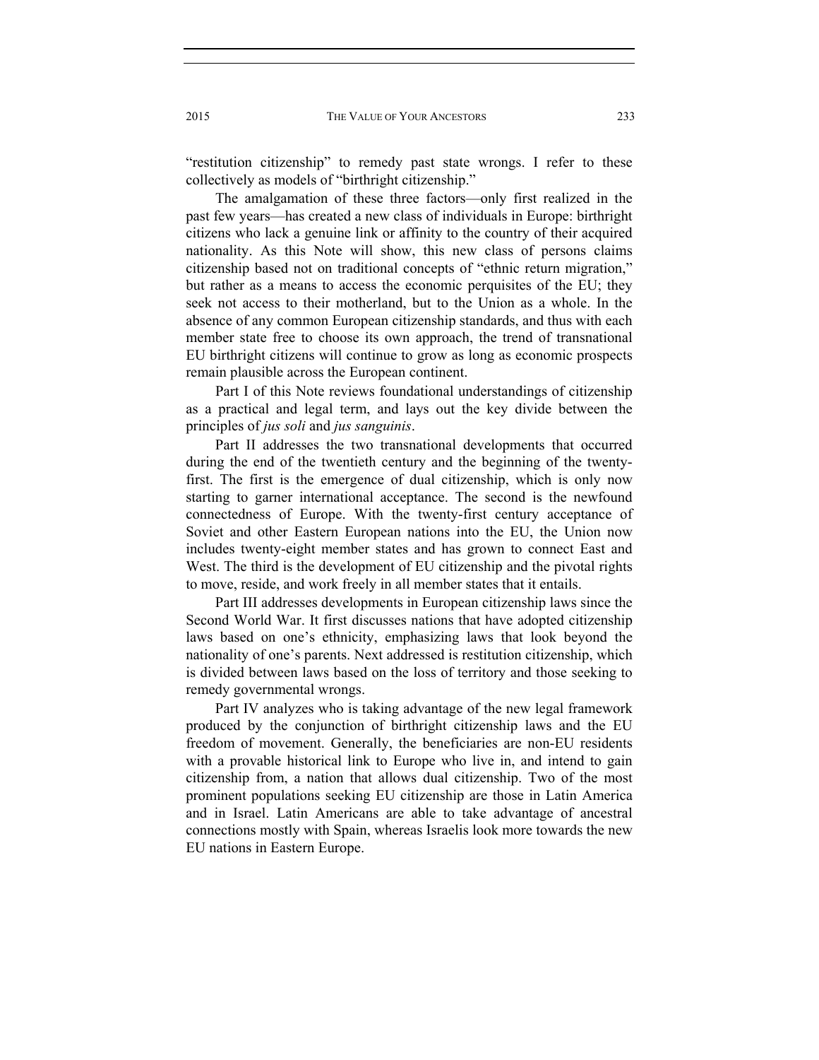"restitution citizenship" to remedy past state wrongs. I refer to these collectively as models of "birthright citizenship."

The amalgamation of these three factors—only first realized in the past few years—has created a new class of individuals in Europe: birthright citizens who lack a genuine link or affinity to the country of their acquired nationality. As this Note will show, this new class of persons claims citizenship based not on traditional concepts of "ethnic return migration," but rather as a means to access the economic perquisites of the EU; they seek not access to their motherland, but to the Union as a whole. In the absence of any common European citizenship standards, and thus with each member state free to choose its own approach, the trend of transnational EU birthright citizens will continue to grow as long as economic prospects remain plausible across the European continent.

Part I of this Note reviews foundational understandings of citizenship as a practical and legal term, and lays out the key divide between the principles of *jus soli* and *jus sanguinis*.

Part II addresses the two transnational developments that occurred during the end of the twentieth century and the beginning of the twenty-first. The first is the emergence of dual citizenship, which is only now starting to garner international acceptance. The second is the newfound connectedness of Europe. With the twenty-first century acceptance of Soviet and other Eastern European nations into the EU, the Union now includes twenty-eight member states and has grown to connect East and West. The third is the development of EU citizenship and the pivotal rights to move, reside, and work freely in all member states that it entails.

Part III addresses developments in European citizenship laws since the Second World War. It first discusses nations that have adopted citizenship laws based on one's ethnicity, emphasizing laws that look beyond the nationality of one's parents. Next addressed is restitution citizenship, which is divided between laws based on the loss of territory and those seeking to remedy governmental wrongs.

Part IV analyzes who is taking advantage of the new legal framework produced by the conjunction of birthright citizenship laws and the EU freedom of movement. Generally, the beneficiaries are non-EU residents with a provable historical link to Europe who live in, and intend to gain citizenship from, a nation that allows dual citizenship. Two of the most prominent populations seeking EU citizenship are those in Latin America and in Israel. Latin Americans are able to take advantage of ancestral connections mostly with Spain, whereas Israelis look more towards the new EU nations in Eastern Europe.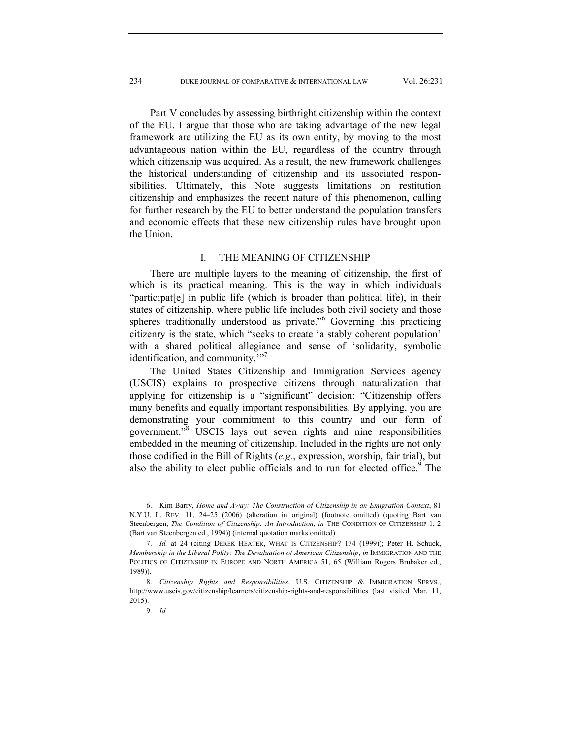Part V concludes by assessing birthright citizenship within the context of the EU. I argue that those who are taking advantage of the new legal framework are utilizing the EU as its own entity, by moving to the most advantageous nation within the EU, regardless of the country through which citizenship was acquired. As a result, the new framework challenges the historical understanding of citizenship and its associated responsibilities. Ultimately, this Note suggests limitations on restitution citizenship and emphasizes the recent nature of this phenomenon, calling for further research by the EU to better understand the population transfers and economic effects that these new citizenship rules have brought upon the Union.

## I. THE MEANING OF CITIZENSHIP

There are multiple layers to the meaning of citizenship, the first of which is its practical meaning. This is the way in which individuals "participat[e] in public life (which is broader than political life), in their states of citizenship, where public life includes both civil society and those spheres traditionally understood as private."[6] Governing this practicing citizenry is the state, which "seeks to create 'a stably coherent population' with a shared political allegiance and sense of 'solidarity, symbolic identification, and community.'"[7]

The United States Citizenship and Immigration Services agency (USCIS) explains to prospective citizens through naturalization that applying for citizenship is a "significant" decision: "Citizenship offers many benefits and equally important responsibilities. By applying, you are demonstrating your commitment to this country and our form of government."[8] USCIS lays out seven rights and nine responsibilities embedded in the meaning of citizenship. Included in the rights are not only those codified in the Bill of Rights (*e.g.*, expression, worship, fair trial), but also the ability to elect public officials and to run for elected office.[9] The

---

6. Kim Barry, *Home and Away: The Construction of Citizenship in an Emigration Context*, 81 N.Y.U. L. REV. 11, 24–25 (2006) (alteration in original) (footnote omitted) (quoting Bart van Steenbergen, *The Condition of Citizenship: An Introduction*, *in* THE CONDITION OF CITIZENSHIP 1, 2 (Bart van Steenbergen ed., 1994)) (internal quotation marks omitted).

7. *Id.* at 24 (citing DEREK HEATER, WHAT IS CITIZENSHIP? 174 (1999)); Peter H. Schuck, *Membership in the Liberal Polity: The Devaluation of American Citizenship*, *in* IMMIGRATION AND THE POLITICS OF CITIZENSHIP IN EUROPE AND NORTH AMERICA 51, 65 (William Rogers Brubaker ed., 1989)).

8. *Citizenship Rights and Responsibilities*, U.S. CITIZENSHIP & IMMIGRATION SERVS., http://www.uscis.gov/citizenship/learners/citizenship-rights-and-responsibilities (last visited Mar. 11, 2015).

9. *Id.*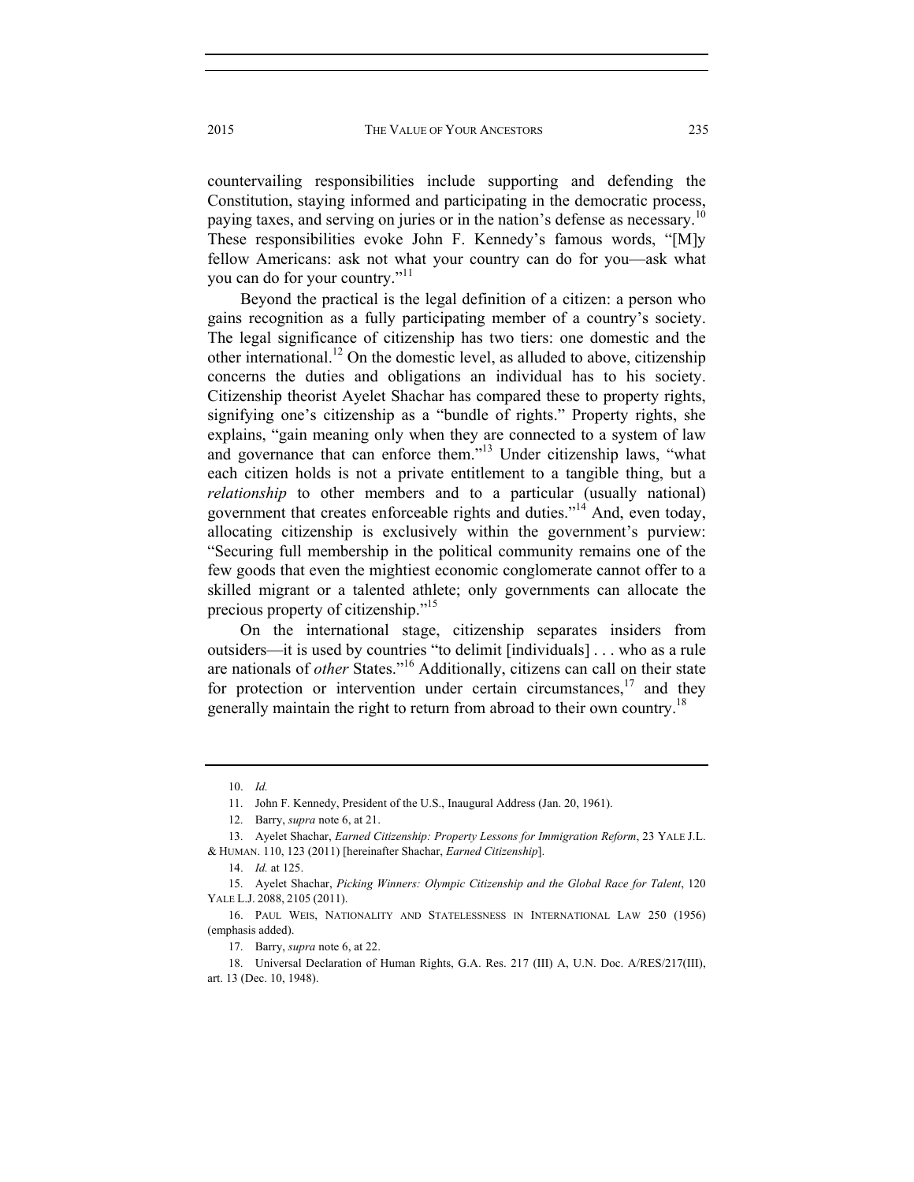countervailing responsibilities include supporting and defending the Constitution, staying informed and participating in the democratic process, paying taxes, and serving on juries or in the nation's defense as necessary.[10] These responsibilities evoke John F. Kennedy's famous words, "[M]y fellow Americans: ask not what your country can do for you—ask what you can do for your country."[11]

Beyond the practical is the legal definition of a citizen: a person who gains recognition as a fully participating member of a country's society. The legal significance of citizenship has two tiers: one domestic and the other international.[12] On the domestic level, as alluded to above, citizenship concerns the duties and obligations an individual has to his society. Citizenship theorist Ayelet Shachar has compared these to property rights, signifying one's citizenship as a "bundle of rights." Property rights, she explains, "gain meaning only when they are connected to a system of law and governance that can enforce them."[13] Under citizenship laws, "what each citizen holds is not a private entitlement to a tangible thing, but a *relationship* to other members and to a particular (usually national) government that creates enforceable rights and duties."[14] And, even today, allocating citizenship is exclusively within the government's purview: "Securing full membership in the political community remains one of the few goods that even the mightiest economic conglomerate cannot offer to a skilled migrant or a talented athlete; only governments can allocate the precious property of citizenship."[15]

On the international stage, citizenship separates insiders from outsiders—it is used by countries "to delimit [individuals] . . . who as a rule are nationals of *other* States."[16] Additionally, citizens can call on their state for protection or intervention under certain circumstances,[17] and they generally maintain the right to return from abroad to their own country.[18]

---

10. *Id.*

11. John F. Kennedy, President of the U.S., Inaugural Address (Jan. 20, 1961).

12. Barry, *supra* note 6, at 21.

13. Ayelet Shachar, *Earned Citizenship: Property Lessons for Immigration Reform*, 23 YALE J.L. & HUMAN. 110, 123 (2011) [hereinafter Shachar, *Earned Citizenship*].

14. *Id.* at 125.

15. Ayelet Shachar, *Picking Winners: Olympic Citizenship and the Global Race for Talent*, 120 YALE L.J. 2088, 2105 (2011).

16. PAUL WEIS, NATIONALITY AND STATELESSNESS IN INTERNATIONAL LAW 250 (1956) (emphasis added).

17. Barry, *supra* note 6, at 22.

18. Universal Declaration of Human Rights, G.A. Res. 217 (III) A, U.N. Doc. A/RES/217(III), art. 13 (Dec. 10, 1948).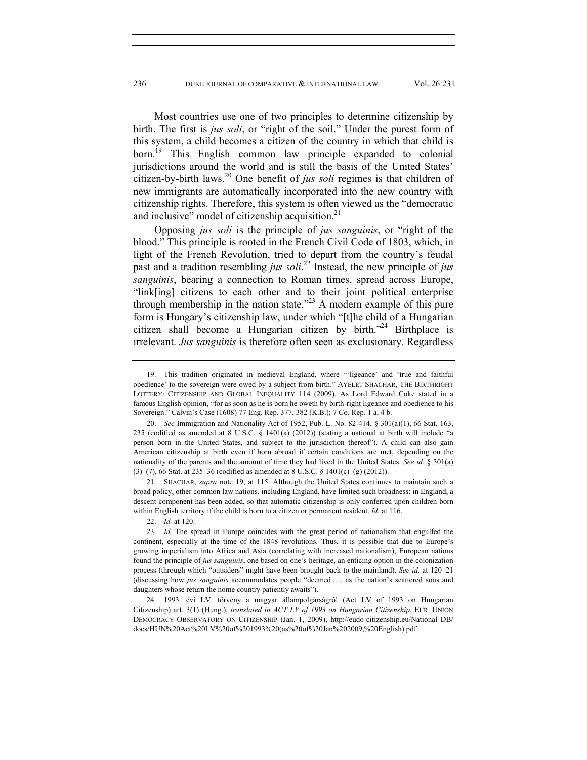Most countries use one of two principles to determine citizenship by birth. The first is *jus soli*, or "right of the soil." Under the purest form of this system, a child becomes a citizen of the country in which that child is born.[19] This English common law principle expanded to colonial jurisdictions around the world and is still the basis of the United States' citizen-by-birth laws.[20] One benefit of *jus soli* regimes is that children of new immigrants are automatically incorporated into the new country with citizenship rights. Therefore, this system is often viewed as the "democratic and inclusive" model of citizenship acquisition.[21]

Opposing *jus soli* is the principle of *jus sanguinis*, or "right of the blood." This principle is rooted in the French Civil Code of 1803, which, in light of the French Revolution, tried to depart from the country's feudal past and a tradition resembling *jus soli*.[22] Instead, the new principle of *jus sanguinis*, bearing a connection to Roman times, spread across Europe, "link[ing] citizens to each other and to their joint political enterprise through membership in the nation state."[23] A modern example of this pure form is Hungary's citizenship law, under which "[t]he child of a Hungarian citizen shall become a Hungarian citizen by birth."[24] Birthplace is irrelevant. *Jus sanguinis* is therefore often seen as exclusionary. Regardless

---

19. This tradition originated in medieval England, where "'ligeance' and 'true and faithful obedience' to the sovereign were owed by a subject from birth." AYELET SHACHAR, THE BIRTHRIGHT LOTTERY: CITIZENSHIP AND GLOBAL INEQUALITY 114 (2009). As Lord Edward Coke stated in a famous English opinion, "for as soon as he is born he oweth by birth-right ligeance and obedience to his Sovereign." Calvin's Case (1608) 77 Eng. Rep. 377, 382 (K.B.); 7 Co. Rep. 1 a, 4 b.

20. *See* Immigration and Nationality Act of 1952, Pub. L. No. 82-414, § 301(a)(1), 66 Stat. 163, 235 (codified as amended at 8 U.S.C. § 1401(a) (2012)) (stating a national at birth will include "a person born in the United States, and subject to the jurisdiction thereof"). A child can also gain American citizenship at birth even if born abroad if certain conditions are met, depending on the nationality of the parents and the amount of time they had lived in the United States. *See id.* § 301(a)(3)–(7), 66 Stat. at 235–36 (codified as amended at 8 U.S.C. § 1401(c)–(g) (2012)).

21. SHACHAR, *supra* note 19, at 115. Although the United States continues to maintain such a broad policy, other common law nations, including England, have limited such broadness: in England, a descent component has been added, so that automatic citizenship is only conferred upon children born within English territory if the child is born to a citizen or permanent resident. *Id.* at 116.

22. *Id.* at 120.

23. *Id.* The spread in Europe coincides with the great period of nationalism that engulfed the continent, especially at the time of the 1848 revolutions. Thus, it is possible that due to Europe's growing imperialism into Africa and Asia (correlating with increased nationalism), European nations found the principle of *jus sanguinis*, one based on one's heritage, an enticing option in the colonization process (through which "outsiders" might have been brought back to the mainland). *See id.* at 120–21 (discussing how *jus sanguinis* accommodates people "deemed . . . as the nation's scattered sons and daughters whose return the home country patiently awaits").

24. 1993. évi LV. törvény a magyar állampolgárságról (Act LV of 1993 on Hungarian Citizenship) art. 3(1) (Hung.), *translated in ACT LV of 1993 on Hungarian Citizenship*, EUR. UNION DEMOCRACY OBSERVATORY ON CITIZENSHIP (Jan. 1, 2009), http://eudo-citizenship.eu/National DB/docs/HUN%20Act%20LV%20of%201993%20(as%20of%20Jan%202009,%20English).pdf.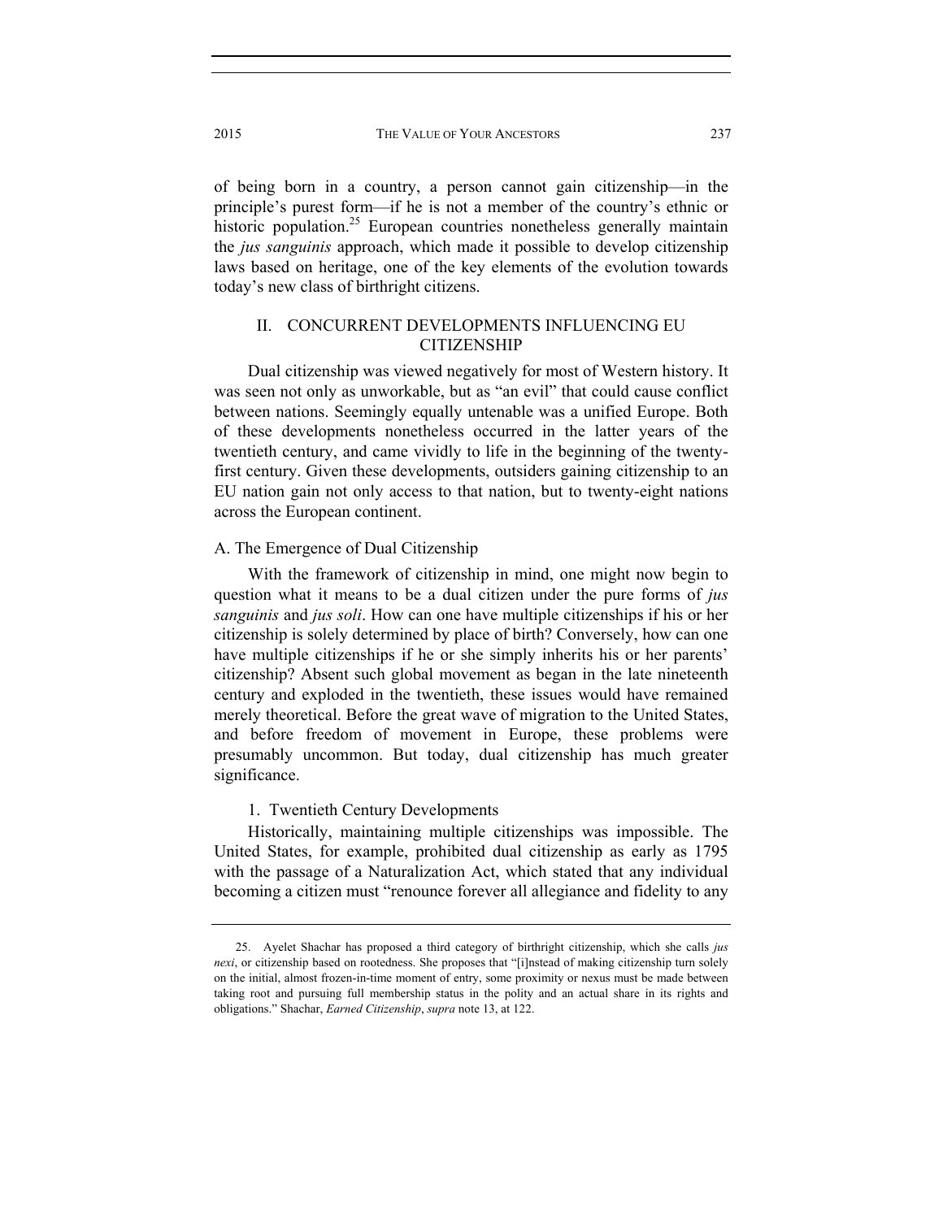of being born in a country, a person cannot gain citizenship—in the principle's purest form—if he is not a member of the country's ethnic or historic population.[25] European countries nonetheless generally maintain the *jus sanguinis* approach, which made it possible to develop citizenship laws based on heritage, one of the key elements of the evolution towards today's new class of birthright citizens.

## II. CONCURRENT DEVELOPMENTS INFLUENCING EU CITIZENSHIP

Dual citizenship was viewed negatively for most of Western history. It was seen not only as unworkable, but as "an evil" that could cause conflict between nations. Seemingly equally untenable was a unified Europe. Both of these developments nonetheless occurred in the latter years of the twentieth century, and came vividly to life in the beginning of the twenty-first century. Given these developments, outsiders gaining citizenship to an EU nation gain not only access to that nation, but to twenty-eight nations across the European continent.

### A. The Emergence of Dual Citizenship

With the framework of citizenship in mind, one might now begin to question what it means to be a dual citizen under the pure forms of *jus sanguinis* and *jus soli*. How can one have multiple citizenships if his or her citizenship is solely determined by place of birth? Conversely, how can one have multiple citizenships if he or she simply inherits his or her parents' citizenship? Absent such global movement as began in the late nineteenth century and exploded in the twentieth, these issues would have remained merely theoretical. Before the great wave of migration to the United States, and before freedom of movement in Europe, these problems were presumably uncommon. But today, dual citizenship has much greater significance.

#### 1. Twentieth Century Developments

Historically, maintaining multiple citizenships was impossible. The United States, for example, prohibited dual citizenship as early as 1795 with the passage of a Naturalization Act, which stated that any individual becoming a citizen must "renounce forever all allegiance and fidelity to any

25. Ayelet Shachar has proposed a third category of birthright citizenship, which she calls *jus nexi*, or citizenship based on rootedness. She proposes that "[i]nstead of making citizenship turn solely on the initial, almost frozen-in-time moment of entry, some proximity or nexus must be made between taking root and pursuing full membership status in the polity and an actual share in its rights and obligations." Shachar, *Earned Citizenship*, *supra* note 13, at 122.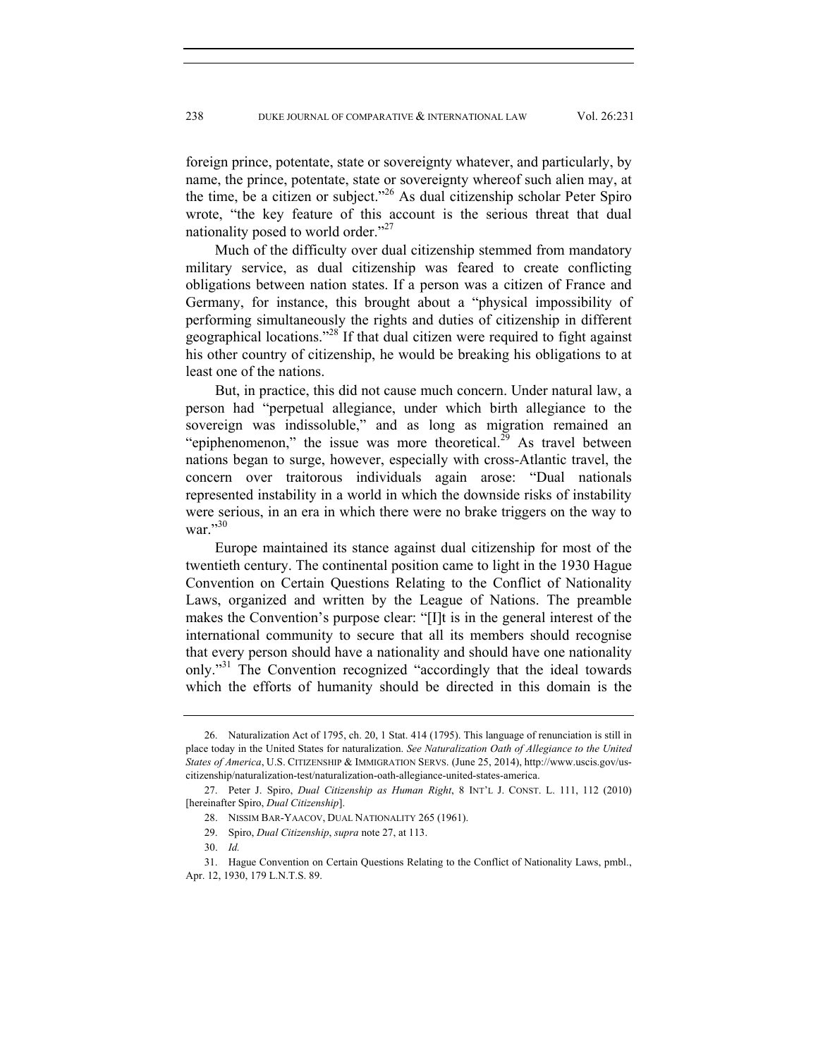foreign prince, potentate, state or sovereignty whatever, and particularly, by name, the prince, potentate, state or sovereignty whereof such alien may, at the time, be a citizen or subject."[26] As dual citizenship scholar Peter Spiro wrote, "the key feature of this account is the serious threat that dual nationality posed to world order."[27]

Much of the difficulty over dual citizenship stemmed from mandatory military service, as dual citizenship was feared to create conflicting obligations between nation states. If a person was a citizen of France and Germany, for instance, this brought about a "physical impossibility of performing simultaneously the rights and duties of citizenship in different geographical locations."[28] If that dual citizen were required to fight against his other country of citizenship, he would be breaking his obligations to at least one of the nations.

But, in practice, this did not cause much concern. Under natural law, a person had "perpetual allegiance, under which birth allegiance to the sovereign was indissoluble," and as long as migration remained an "epiphenomenon," the issue was more theoretical.[29] As travel between nations began to surge, however, especially with cross-Atlantic travel, the concern over traitorous individuals again arose: "Dual nationals represented instability in a world in which the downside risks of instability were serious, in an era in which there were no brake triggers on the way to war."[30]

Europe maintained its stance against dual citizenship for most of the twentieth century. The continental position came to light in the 1930 Hague Convention on Certain Questions Relating to the Conflict of Nationality Laws, organized and written by the League of Nations. The preamble makes the Convention's purpose clear: "[I]t is in the general interest of the international community to secure that all its members should recognise that every person should have a nationality and should have one nationality only."[31] The Convention recognized "accordingly that the ideal towards which the efforts of humanity should be directed in this domain is the

---

26. Naturalization Act of 1795, ch. 20, 1 Stat. 414 (1795). This language of renunciation is still in place today in the United States for naturalization. *See Naturalization Oath of Allegiance to the United States of America*, U.S. CITIZENSHIP & IMMIGRATION SERVS. (June 25, 2014), http://www.uscis.gov/us-citizenship/naturalization-test/naturalization-oath-allegiance-united-states-america.

27. Peter J. Spiro, *Dual Citizenship as Human Right*, 8 INT'L J. CONST. L. 111, 112 (2010) [hereinafter Spiro, *Dual Citizenship*].

28. NISSIM BAR-YAACOV, DUAL NATIONALITY 265 (1961).

29. Spiro, *Dual Citizenship*, *supra* note 27, at 113.

30. *Id.*

31. Hague Convention on Certain Questions Relating to the Conflict of Nationality Laws, pmbl., Apr. 12, 1930, 179 L.N.T.S. 89.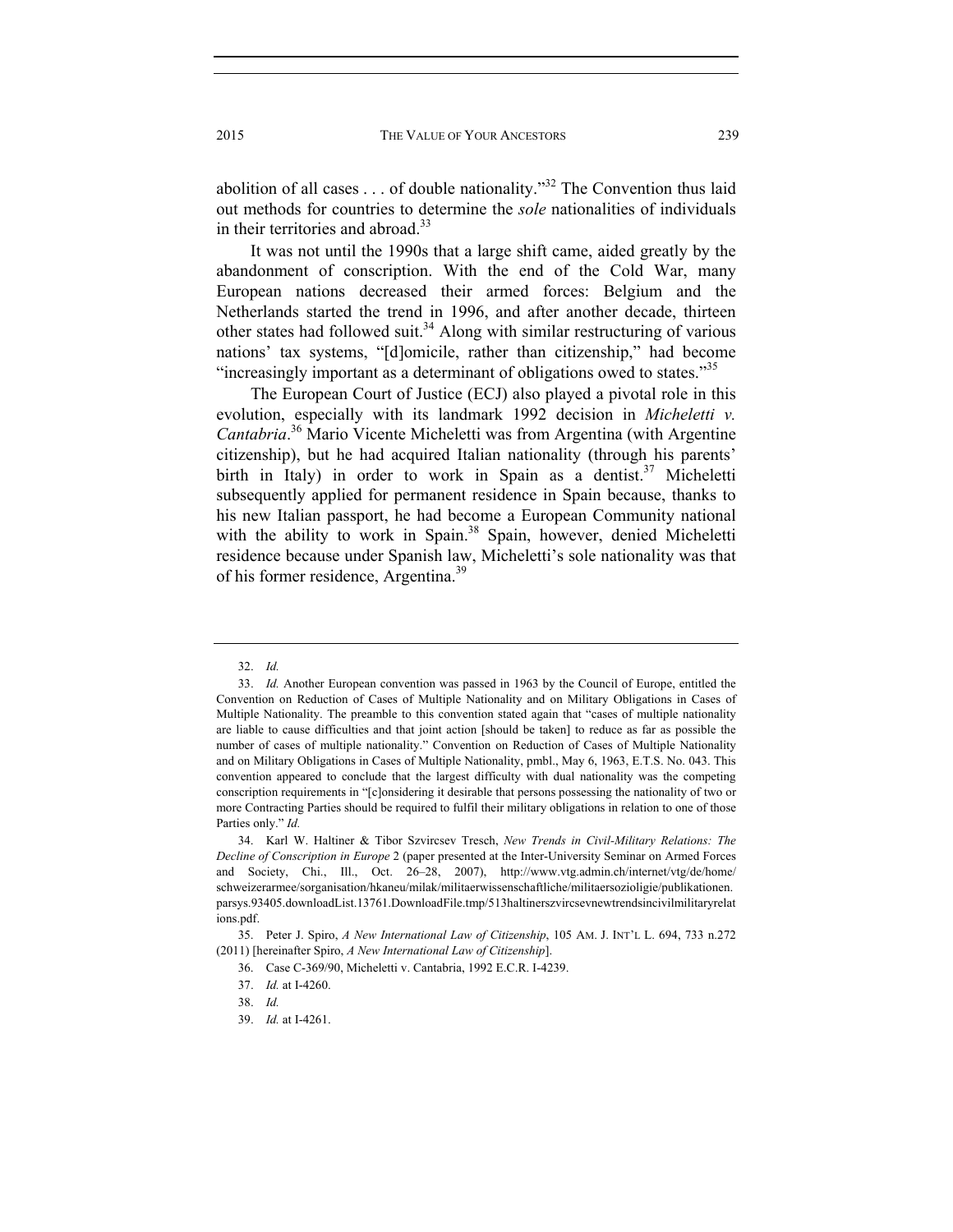abolition of all cases . . . of double nationality."[32] The Convention thus laid out methods for countries to determine the *sole* nationalities of individuals in their territories and abroad.[33]

It was not until the 1990s that a large shift came, aided greatly by the abandonment of conscription. With the end of the Cold War, many European nations decreased their armed forces: Belgium and the Netherlands started the trend in 1996, and after another decade, thirteen other states had followed suit.[34] Along with similar restructuring of various nations' tax systems, "[d]omicile, rather than citizenship," had become "increasingly important as a determinant of obligations owed to states."[35]

The European Court of Justice (ECJ) also played a pivotal role in this evolution, especially with its landmark 1992 decision in *Micheletti v. Cantabria*.[36] Mario Vicente Micheletti was from Argentina (with Argentine citizenship), but he had acquired Italian nationality (through his parents' birth in Italy) in order to work in Spain as a dentist.[37] Micheletti subsequently applied for permanent residence in Spain because, thanks to his new Italian passport, he had become a European Community national with the ability to work in Spain.[38] Spain, however, denied Micheletti residence because under Spanish law, Micheletti's sole nationality was that of his former residence, Argentina.[39]

---

32. *Id.*

33. *Id.* Another European convention was passed in 1963 by the Council of Europe, entitled the Convention on Reduction of Cases of Multiple Nationality and on Military Obligations in Cases of Multiple Nationality. The preamble to this convention stated again that "cases of multiple nationality are liable to cause difficulties and that joint action [should be taken] to reduce as far as possible the number of cases of multiple nationality." Convention on Reduction of Cases of Multiple Nationality and on Military Obligations in Cases of Multiple Nationality, pmbl., May 6, 1963, E.T.S. No. 043. This convention appeared to conclude that the largest difficulty with dual nationality was the competing conscription requirements in "[c]onsidering it desirable that persons possessing the nationality of two or more Contracting Parties should be required to fulfil their military obligations in relation to one of those Parties only." *Id.*

34. Karl W. Haltiner & Tibor Szvircsev Tresch, *New Trends in Civil-Military Relations: The Decline of Conscription in Europe* 2 (paper presented at the Inter-University Seminar on Armed Forces and Society, Chi., Ill., Oct. 26–28, 2007), http://www.vtg.admin.ch/internet/vtg/de/home/schweizerarmee/sorganisation/hkaneu/milak/militaerwissenschaftliche/militaersozioligie/publikationen.parsys.93405.downloadList.13761.DownloadFile.tmp/513haltinerszvircsevnewtrendsincivilmilitaryrelations.pdf.

35. Peter J. Spiro, *A New International Law of Citizenship*, 105 AM. J. INT'L L. 694, 733 n.272 (2011) [hereinafter Spiro, *A New International Law of Citizenship*].

36. Case C-369/90, Micheletti v. Cantabria, 1992 E.C.R. I-4239.

37. *Id.* at I-4260.

38. *Id.*

39. *Id.* at I-4261.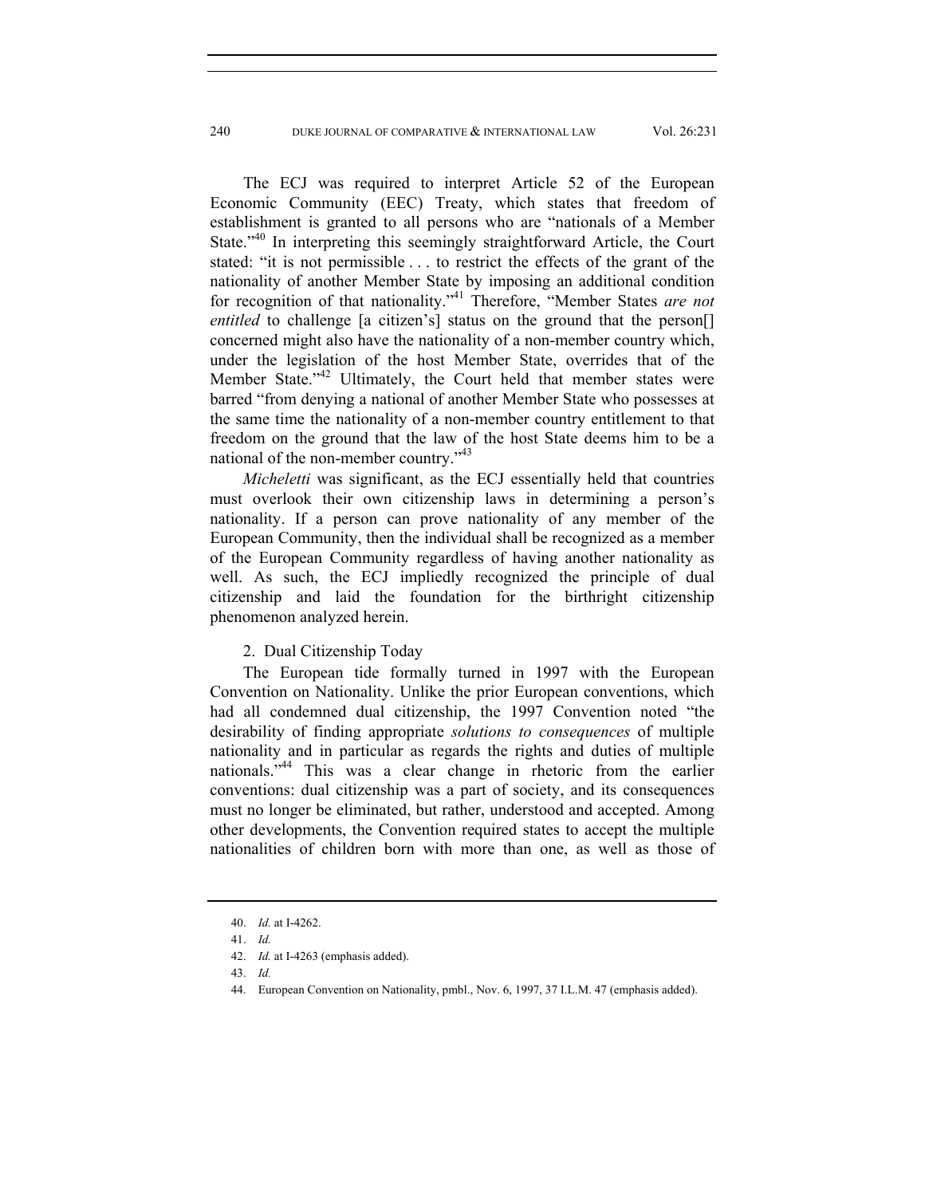The ECJ was required to interpret Article 52 of the European Economic Community (EEC) Treaty, which states that freedom of establishment is granted to all persons who are "nationals of a Member State."[40] In interpreting this seemingly straightforward Article, the Court stated: "it is not permissible . . . to restrict the effects of the grant of the nationality of another Member State by imposing an additional condition for recognition of that nationality."[41] Therefore, "Member States *are not entitled* to challenge [a citizen's] status on the ground that the person[] concerned might also have the nationality of a non-member country which, under the legislation of the host Member State, overrides that of the Member State."[42] Ultimately, the Court held that member states were barred "from denying a national of another Member State who possesses at the same time the nationality of a non-member country entitlement to that freedom on the ground that the law of the host State deems him to be a national of the non-member country."[43]

*Micheletti* was significant, as the ECJ essentially held that countries must overlook their own citizenship laws in determining a person's nationality. If a person can prove nationality of any member of the European Community, then the individual shall be recognized as a member of the European Community regardless of having another nationality as well. As such, the ECJ impliedly recognized the principle of dual citizenship and laid the foundation for the birthright citizenship phenomenon analyzed herein.

### 2. Dual Citizenship Today

The European tide formally turned in 1997 with the European Convention on Nationality. Unlike the prior European conventions, which had all condemned dual citizenship, the 1997 Convention noted "the desirability of finding appropriate *solutions to consequences* of multiple nationality and in particular as regards the rights and duties of multiple nationals."[44] This was a clear change in rhetoric from the earlier conventions: dual citizenship was a part of society, and its consequences must no longer be eliminated, but rather, understood and accepted. Among other developments, the Convention required states to accept the multiple nationalities of children born with more than one, as well as those of

---

40. *Id.* at I-4262.

41. *Id.*

42. *Id.* at I-4263 (emphasis added).

43. *Id.*

44. European Convention on Nationality, pmbl., Nov. 6, 1997, 37 I.L.M. 47 (emphasis added).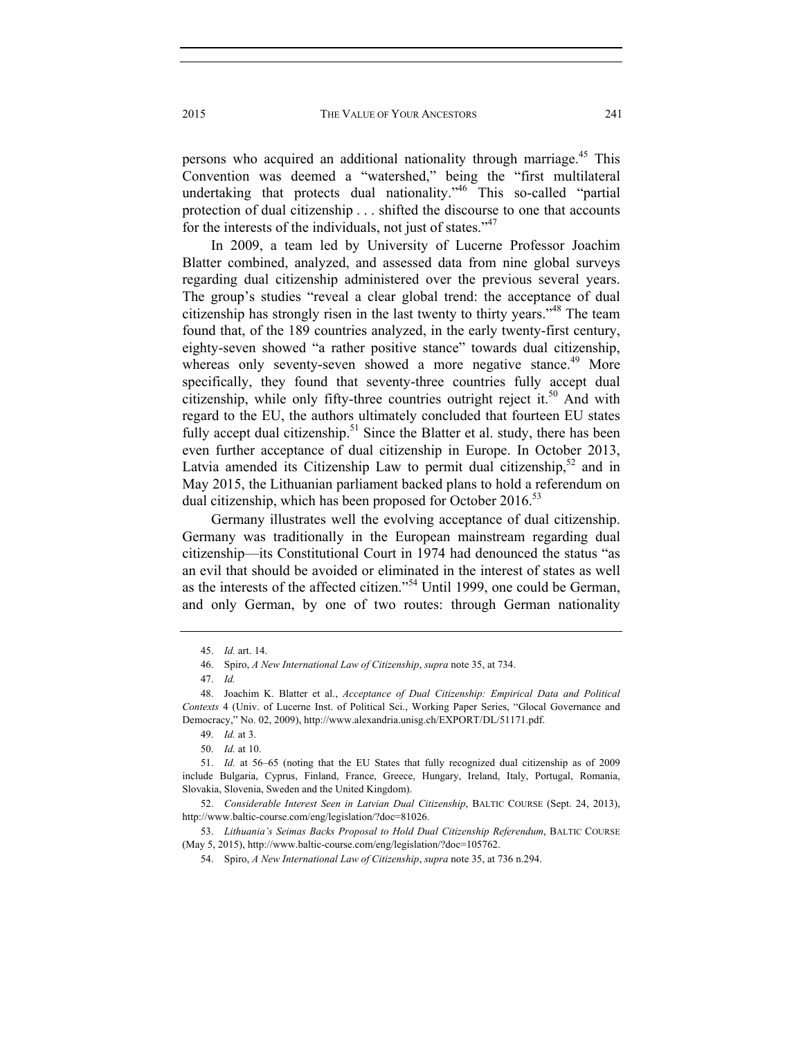persons who acquired an additional nationality through marriage.[45] This Convention was deemed a "watershed," being the "first multilateral undertaking that protects dual nationality."[46] This so-called "partial protection of dual citizenship . . . shifted the discourse to one that accounts for the interests of the individuals, not just of states."[47]

In 2009, a team led by University of Lucerne Professor Joachim Blatter combined, analyzed, and assessed data from nine global surveys regarding dual citizenship administered over the previous several years. The group's studies "reveal a clear global trend: the acceptance of dual citizenship has strongly risen in the last twenty to thirty years."[48] The team found that, of the 189 countries analyzed, in the early twenty-first century, eighty-seven showed "a rather positive stance" towards dual citizenship, whereas only seventy-seven showed a more negative stance.[49] More specifically, they found that seventy-three countries fully accept dual citizenship, while only fifty-three countries outright reject it.[50] And with regard to the EU, the authors ultimately concluded that fourteen EU states fully accept dual citizenship.[51] Since the Blatter et al. study, there has been even further acceptance of dual citizenship in Europe. In October 2013, Latvia amended its Citizenship Law to permit dual citizenship,[52] and in May 2015, the Lithuanian parliament backed plans to hold a referendum on dual citizenship, which has been proposed for October 2016.[53]

Germany illustrates well the evolving acceptance of dual citizenship. Germany was traditionally in the European mainstream regarding dual citizenship—its Constitutional Court in 1974 had denounced the status "as an evil that should be avoided or eliminated in the interest of states as well as the interests of the affected citizen."[54] Until 1999, one could be German, and only German, by one of two routes: through German nationality

---

45. *Id.* art. 14.

46. Spiro, *A New International Law of Citizenship*, *supra* note 35, at 734.

47. *Id.*

48. Joachim K. Blatter et al., *Acceptance of Dual Citizenship: Empirical Data and Political Contexts* 4 (Univ. of Lucerne Inst. of Political Sci., Working Paper Series, "Glocal Governance and Democracy," No. 02, 2009), http://www.alexandria.unisg.ch/EXPORT/DL/51171.pdf.

49. *Id.* at 3.

50. *Id.* at 10.

51. *Id.* at 56–65 (noting that the EU States that fully recognized dual citizenship as of 2009 include Bulgaria, Cyprus, Finland, France, Greece, Hungary, Ireland, Italy, Portugal, Romania, Slovakia, Slovenia, Sweden and the United Kingdom).

52. *Considerable Interest Seen in Latvian Dual Citizenship*, BALTIC COURSE (Sept. 24, 2013), http://www.baltic-course.com/eng/legislation/?doc=81026.

53. *Lithuania's Seimas Backs Proposal to Hold Dual Citizenship Referendum*, BALTIC COURSE (May 5, 2015), http://www.baltic-course.com/eng/legislation/?doc=105762.

54. Spiro, *A New International Law of Citizenship*, *supra* note 35, at 736 n.294.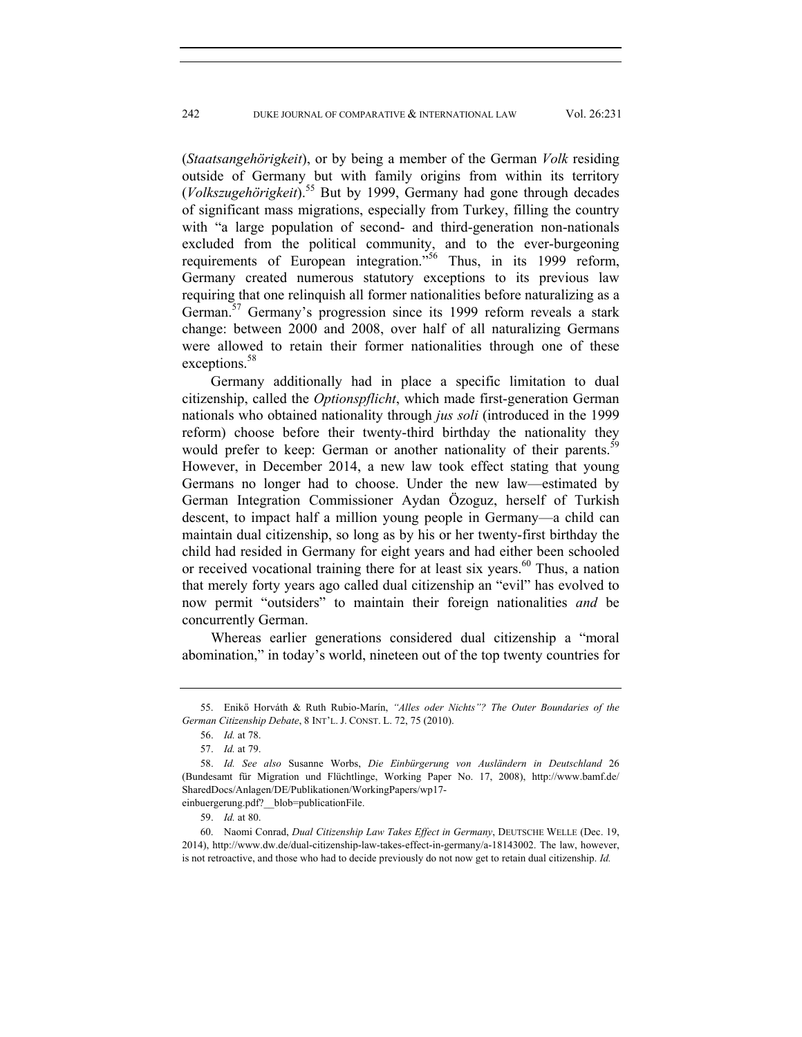(*Staatsangehörigkeit*), or by being a member of the German *Volk* residing outside of Germany but with family origins from within its territory (*Volkszugehörigkeit*).[55] But by 1999, Germany had gone through decades of significant mass migrations, especially from Turkey, filling the country with "a large population of second- and third-generation non-nationals excluded from the political community, and to the ever-burgeoning requirements of European integration."[56] Thus, in its 1999 reform, Germany created numerous statutory exceptions to its previous law requiring that one relinquish all former nationalities before naturalizing as a German.[57] Germany's progression since its 1999 reform reveals a stark change: between 2000 and 2008, over half of all naturalizing Germans were allowed to retain their former nationalities through one of these exceptions.[58]

Germany additionally had in place a specific limitation to dual citizenship, called the *Optionspflicht*, which made first-generation German nationals who obtained nationality through *jus soli* (introduced in the 1999 reform) choose before their twenty-third birthday the nationality they would prefer to keep: German or another nationality of their parents.[59] However, in December 2014, a new law took effect stating that young Germans no longer had to choose. Under the new law—estimated by German Integration Commissioner Aydan Özoguz, herself of Turkish descent, to impact half a million young people in Germany—a child can maintain dual citizenship, so long as by his or her twenty-first birthday the child had resided in Germany for eight years and had either been schooled or received vocational training there for at least six years.[60] Thus, a nation that merely forty years ago called dual citizenship an "evil" has evolved to now permit "outsiders" to maintain their foreign nationalities *and* be concurrently German.

Whereas earlier generations considered dual citizenship a "moral abomination," in today's world, nineteen out of the top twenty countries for

---

55. Enikő Horváth & Ruth Rubio-Marín, *"Alles oder Nichts"? The Outer Boundaries of the German Citizenship Debate*, 8 INT'L. J. CONST. L. 72, 75 (2010).

56. *Id.* at 78.

57. *Id.* at 79.

58. *Id. See also* Susanne Worbs, *Die Einbürgerung von Ausländern in Deutschland* 26 (Bundesamt für Migration und Flüchtlinge, Working Paper No. 17, 2008), http://www.bamf.de/SharedDocs/Anlagen/DE/Publikationen/WorkingPapers/wp17-einbuergerung.pdf?__blob=publicationFile.

59. *Id.* at 80.

60. Naomi Conrad, *Dual Citizenship Law Takes Effect in Germany*, DEUTSCHE WELLE (Dec. 19, 2014), http://www.dw.de/dual-citizenship-law-takes-effect-in-germany/a-18143002. The law, however, is not retroactive, and those who had to decide previously do not now get to retain dual citizenship. *Id.*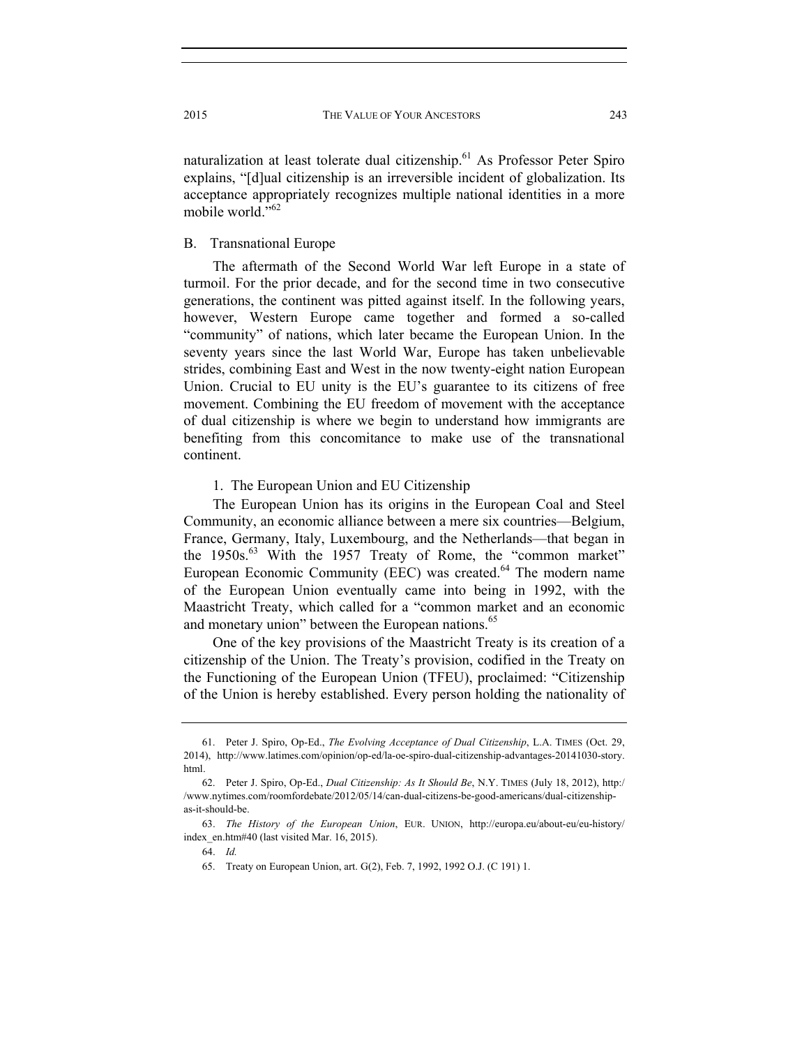naturalization at least tolerate dual citizenship.[61] As Professor Peter Spiro explains, "[d]ual citizenship is an irreversible incident of globalization. Its acceptance appropriately recognizes multiple national identities in a more mobile world."[62]

## B. Transnational Europe

The aftermath of the Second World War left Europe in a state of turmoil. For the prior decade, and for the second time in two consecutive generations, the continent was pitted against itself. In the following years, however, Western Europe came together and formed a so-called "community" of nations, which later became the European Union. In the seventy years since the last World War, Europe has taken unbelievable strides, combining East and West in the now twenty-eight nation European Union. Crucial to EU unity is the EU's guarantee to its citizens of free movement. Combining the EU freedom of movement with the acceptance of dual citizenship is where we begin to understand how immigrants are benefiting from this concomitance to make use of the transnational continent.

### 1. The European Union and EU Citizenship

The European Union has its origins in the European Coal and Steel Community, an economic alliance between a mere six countries—Belgium, France, Germany, Italy, Luxembourg, and the Netherlands—that began in the 1950s.[63] With the 1957 Treaty of Rome, the "common market" European Economic Community (EEC) was created.[64] The modern name of the European Union eventually came into being in 1992, with the Maastricht Treaty, which called for a "common market and an economic and monetary union" between the European nations.[65]

One of the key provisions of the Maastricht Treaty is its creation of a citizenship of the Union. The Treaty's provision, codified in the Treaty on the Functioning of the European Union (TFEU), proclaimed: "Citizenship of the Union is hereby established. Every person holding the nationality of

---

61. Peter J. Spiro, Op-Ed., *The Evolving Acceptance of Dual Citizenship*, L.A. TIMES (Oct. 29, 2014), http://www.latimes.com/opinion/op-ed/la-oe-spiro-dual-citizenship-advantages-20141030-story.html.

62. Peter J. Spiro, Op-Ed., *Dual Citizenship: As It Should Be*, N.Y. TIMES (July 18, 2012), http://www.nytimes.com/roomfordebate/2012/05/14/can-dual-citizens-be-good-americans/dual-citizenship-as-it-should-be.

63. *The History of the European Union*, EUR. UNION, http://europa.eu/about-eu/eu-history/index_en.htm#40 (last visited Mar. 16, 2015).

64. *Id.*

65. Treaty on European Union, art. G(2), Feb. 7, 1992, 1992 O.J. (C 191) 1.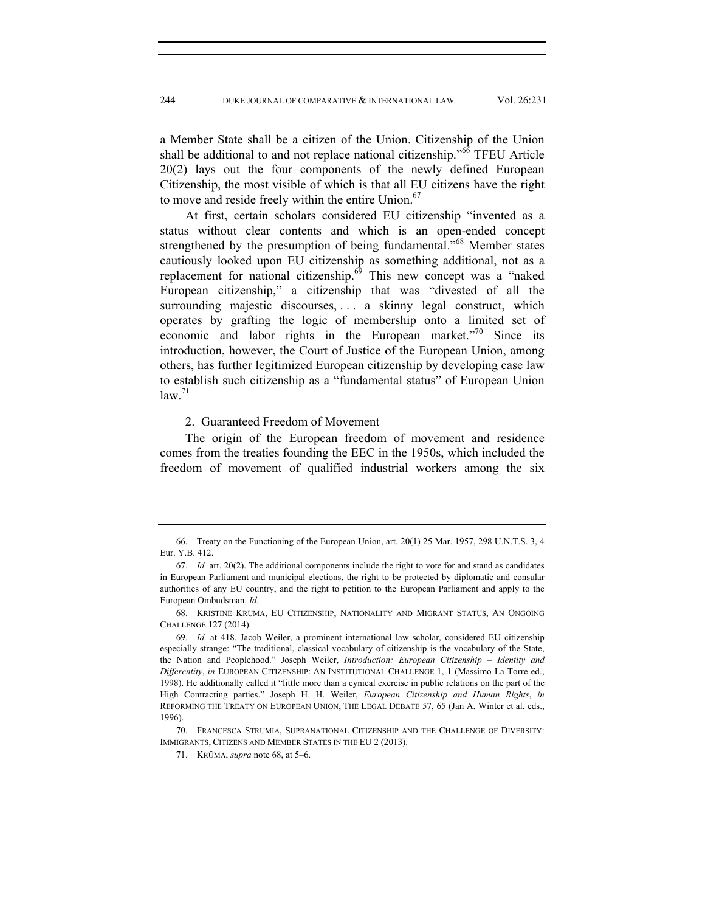a Member State shall be a citizen of the Union. Citizenship of the Union shall be additional to and not replace national citizenship."[66] TFEU Article 20(2) lays out the four components of the newly defined European Citizenship, the most visible of which is that all EU citizens have the right to move and reside freely within the entire Union.[67]

At first, certain scholars considered EU citizenship "invented as a status without clear contents and which is an open-ended concept strengthened by the presumption of being fundamental."[68] Member states cautiously looked upon EU citizenship as something additional, not as a replacement for national citizenship.[69] This new concept was a "naked European citizenship," a citizenship that was "divested of all the surrounding majestic discourses, . . . a skinny legal construct, which operates by grafting the logic of membership onto a limited set of economic and labor rights in the European market."[70] Since its introduction, however, the Court of Justice of the European Union, among others, has further legitimized European citizenship by developing case law to establish such citizenship as a "fundamental status" of European Union law.[71]

2. Guaranteed Freedom of Movement

The origin of the European freedom of movement and residence comes from the treaties founding the EEC in the 1950s, which included the freedom of movement of qualified industrial workers among the six

---

66. Treaty on the Functioning of the European Union, art. 20(1) 25 Mar. 1957, 298 U.N.T.S. 3, 4 Eur. Y.B. 412.

67. *Id.* art. 20(2). The additional components include the right to vote for and stand as candidates in European Parliament and municipal elections, the right to be protected by diplomatic and consular authorities of any EU country, and the right to petition to the European Parliament and apply to the European Ombudsman. *Id.*

68. KRISTĪNE KRŪMA, EU CITIZENSHIP, NATIONALITY AND MIGRANT STATUS, AN ONGOING CHALLENGE 127 (2014).

69. *Id.* at 418. Jacob Weiler, a prominent international law scholar, considered EU citizenship especially strange: "The traditional, classical vocabulary of citizenship is the vocabulary of the State, the Nation and Peoplehood." Joseph Weiler, *Introduction: European Citizenship – Identity and Differentity*, *in* EUROPEAN CITIZENSHIP: AN INSTITUTIONAL CHALLENGE 1, 1 (Massimo La Torre ed., 1998). He additionally called it "little more than a cynical exercise in public relations on the part of the High Contracting parties." Joseph H. H. Weiler, *European Citizenship and Human Rights*, *in* REFORMING THE TREATY ON EUROPEAN UNION, THE LEGAL DEBATE 57, 65 (Jan A. Winter et al. eds., 1996).

70. FRANCESCA STRUMIA, SUPRANATIONAL CITIZENSHIP AND THE CHALLENGE OF DIVERSITY: IMMIGRANTS, CITIZENS AND MEMBER STATES IN THE EU 2 (2013).

71. KRŪMA, *supra* note 68, at 5–6.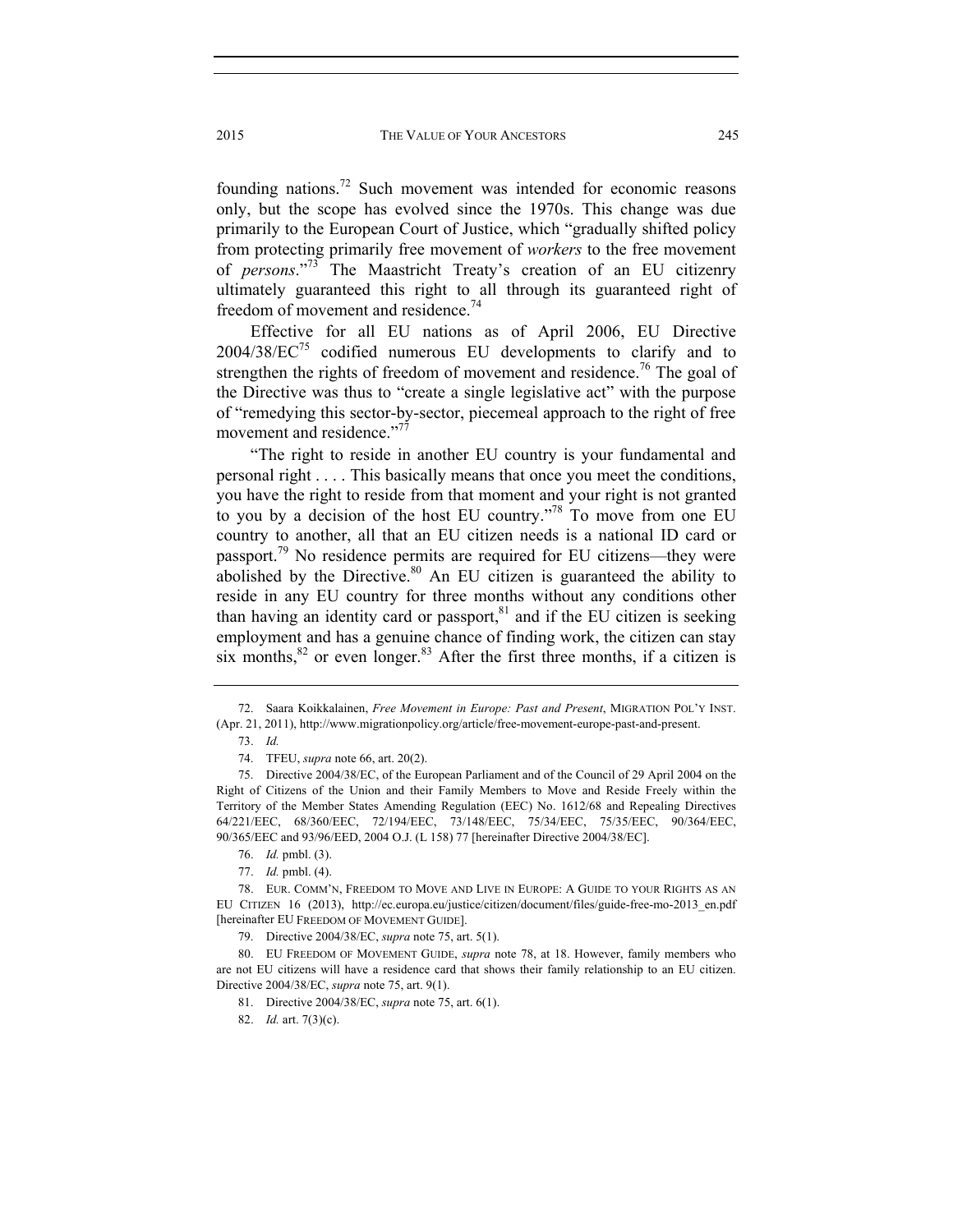founding nations.[72] Such movement was intended for economic reasons only, but the scope has evolved since the 1970s. This change was due primarily to the European Court of Justice, which "gradually shifted policy from protecting primarily free movement of *workers* to the free movement of *persons*."[73] The Maastricht Treaty's creation of an EU citizenry ultimately guaranteed this right to all through its guaranteed right of freedom of movement and residence.[74]

Effective for all EU nations as of April 2006, EU Directive 2004/38/EC[75] codified numerous EU developments to clarify and to strengthen the rights of freedom of movement and residence.[76] The goal of the Directive was thus to "create a single legislative act" with the purpose of "remedying this sector-by-sector, piecemeal approach to the right of free movement and residence."[77]

"The right to reside in another EU country is your fundamental and personal right . . . . This basically means that once you meet the conditions, you have the right to reside from that moment and your right is not granted to you by a decision of the host EU country."[78] To move from one EU country to another, all that an EU citizen needs is a national ID card or passport.[79] No residence permits are required for EU citizens—they were abolished by the Directive.[80] An EU citizen is guaranteed the ability to reside in any EU country for three months without any conditions other than having an identity card or passport,[81] and if the EU citizen is seeking employment and has a genuine chance of finding work, the citizen can stay six months,[82] or even longer.[83] After the first three months, if a citizen is

---

72. Saara Koikkalainen, *Free Movement in Europe: Past and Present*, MIGRATION POL'Y INST. (Apr. 21, 2011), http://www.migrationpolicy.org/article/free-movement-europe-past-and-present.

73. *Id.*

74. TFEU, *supra* note 66, art. 20(2).

75. Directive 2004/38/EC, of the European Parliament and of the Council of 29 April 2004 on the Right of Citizens of the Union and their Family Members to Move and Reside Freely within the Territory of the Member States Amending Regulation (EEC) No. 1612/68 and Repealing Directives 64/221/EEC, 68/360/EEC, 72/194/EEC, 73/148/EEC, 75/34/EEC, 75/35/EEC, 90/364/EEC, 90/365/EEC and 93/96/EED, 2004 O.J. (L 158) 77 [hereinafter Directive 2004/38/EC].

76. *Id.* pmbl. (3).

77. *Id.* pmbl. (4).

78. EUR. COMM'N, FREEDOM TO MOVE AND LIVE IN EUROPE: A GUIDE TO YOUR RIGHTS AS AN EU CITIZEN 16 (2013), http://ec.europa.eu/justice/citizen/document/files/guide-free-mo-2013_en.pdf [hereinafter EU FREEDOM OF MOVEMENT GUIDE].

79. Directive 2004/38/EC, *supra* note 75, art. 5(1).

80. EU FREEDOM OF MOVEMENT GUIDE, *supra* note 78, at 18. However, family members who are not EU citizens will have a residence card that shows their family relationship to an EU citizen. Directive 2004/38/EC, *supra* note 75, art. 9(1).

81. Directive 2004/38/EC, *supra* note 75, art. 6(1).

82. *Id.* art. 7(3)(c).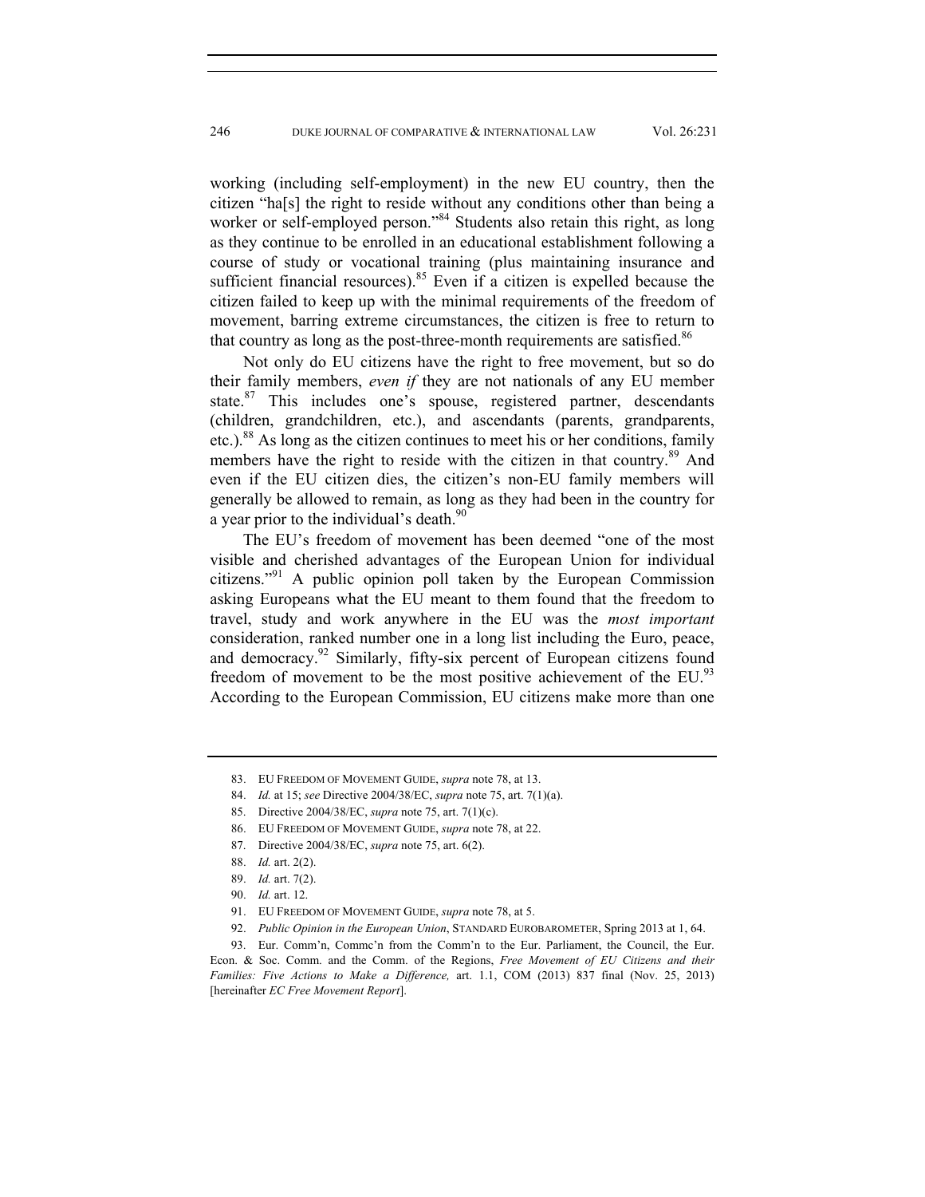working (including self-employment) in the new EU country, then the citizen "ha[s] the right to reside without any conditions other than being a worker or self-employed person."[84] Students also retain this right, as long as they continue to be enrolled in an educational establishment following a course of study or vocational training (plus maintaining insurance and sufficient financial resources).[85] Even if a citizen is expelled because the citizen failed to keep up with the minimal requirements of the freedom of movement, barring extreme circumstances, the citizen is free to return to that country as long as the post-three-month requirements are satisfied.[86]

Not only do EU citizens have the right to free movement, but so do their family members, *even if* they are not nationals of any EU member state.[87] This includes one's spouse, registered partner, descendants (children, grandchildren, etc.), and ascendants (parents, grandparents, etc.).[88] As long as the citizen continues to meet his or her conditions, family members have the right to reside with the citizen in that country.[89] And even if the EU citizen dies, the citizen's non-EU family members will generally be allowed to remain, as long as they had been in the country for a year prior to the individual's death.[90]

The EU's freedom of movement has been deemed "one of the most visible and cherished advantages of the European Union for individual citizens."[91] A public opinion poll taken by the European Commission asking Europeans what the EU meant to them found that the freedom to travel, study and work anywhere in the EU was the *most important* consideration, ranked number one in a long list including the Euro, peace, and democracy.[92] Similarly, fifty-six percent of European citizens found freedom of movement to be the most positive achievement of the EU.[93] According to the European Commission, EU citizens make more than one

---

83. EU FREEDOM OF MOVEMENT GUIDE, *supra* note 78, at 13.

84. *Id.* at 15; *see* Directive 2004/38/EC, *supra* note 75, art. 7(1)(a).

85. Directive 2004/38/EC, *supra* note 75, art. 7(1)(c).

86. EU FREEDOM OF MOVEMENT GUIDE, *supra* note 78, at 22.

87. Directive 2004/38/EC, *supra* note 75, art. 6(2).

88. *Id.* art. 2(2).

89. *Id.* art. 7(2).

90. *Id.* art. 12.

91. EU FREEDOM OF MOVEMENT GUIDE, *supra* note 78, at 5.

92. *Public Opinion in the European Union*, STANDARD EUROBAROMETER, Spring 2013 at 1, 64.

93. Eur. Comm'n, Commc'n from the Comm'n to the Eur. Parliament, the Council, the Eur. Econ. & Soc. Comm. and the Comm. of the Regions, *Free Movement of EU Citizens and their Families: Five Actions to Make a Difference,* art. 1.1, COM (2013) 837 final (Nov. 25, 2013) [hereinafter *EC Free Movement Report*].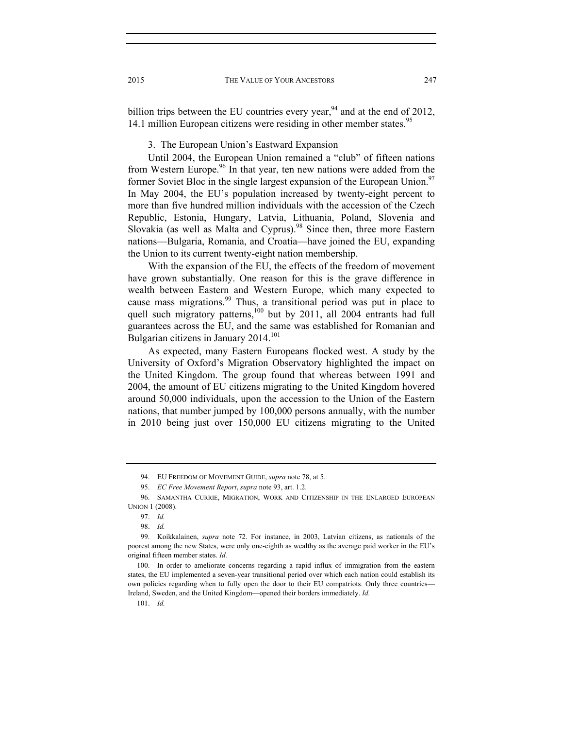billion trips between the EU countries every year,[94] and at the end of 2012, 14.1 million European citizens were residing in other member states.[95]

### 3. The European Union's Eastward Expansion

Until 2004, the European Union remained a "club" of fifteen nations from Western Europe.[96] In that year, ten new nations were added from the former Soviet Bloc in the single largest expansion of the European Union.[97] In May 2004, the EU's population increased by twenty-eight percent to more than five hundred million individuals with the accession of the Czech Republic, Estonia, Hungary, Latvia, Lithuania, Poland, Slovenia and Slovakia (as well as Malta and Cyprus).[98] Since then, three more Eastern nations—Bulgaria, Romania, and Croatia—have joined the EU, expanding the Union to its current twenty-eight nation membership.

With the expansion of the EU, the effects of the freedom of movement have grown substantially. One reason for this is the grave difference in wealth between Eastern and Western Europe, which many expected to cause mass migrations.[99] Thus, a transitional period was put in place to quell such migratory patterns,[100] but by 2011, all 2004 entrants had full guarantees across the EU, and the same was established for Romanian and Bulgarian citizens in January 2014.[101]

As expected, many Eastern Europeans flocked west. A study by the University of Oxford's Migration Observatory highlighted the impact on the United Kingdom. The group found that whereas between 1991 and 2004, the amount of EU citizens migrating to the United Kingdom hovered around 50,000 individuals, upon the accession to the Union of the Eastern nations, that number jumped by 100,000 persons annually, with the number in 2010 being just over 150,000 EU citizens migrating to the United

---

94. EU FREEDOM OF MOVEMENT GUIDE, *supra* note 78, at 5.

95. *EC Free Movement Report*, *supra* note 93, art. 1.2.

96. SAMANTHA CURRIE, MIGRATION, WORK AND CITIZENSHIP IN THE ENLARGED EUROPEAN UNION 1 (2008).

97. *Id.*

98. *Id.*

99. Koikkalainen, *supra* note 72. For instance, in 2003, Latvian citizens, as nationals of the poorest among the new States, were only one-eighth as wealthy as the average paid worker in the EU's original fifteen member states. *Id.*

100. In order to ameliorate concerns regarding a rapid influx of immigration from the eastern states, the EU implemented a seven-year transitional period over which each nation could establish its own policies regarding when to fully open the door to their EU compatriots. Only three countries—Ireland, Sweden, and the United Kingdom—opened their borders immediately. *Id.*

101. *Id.*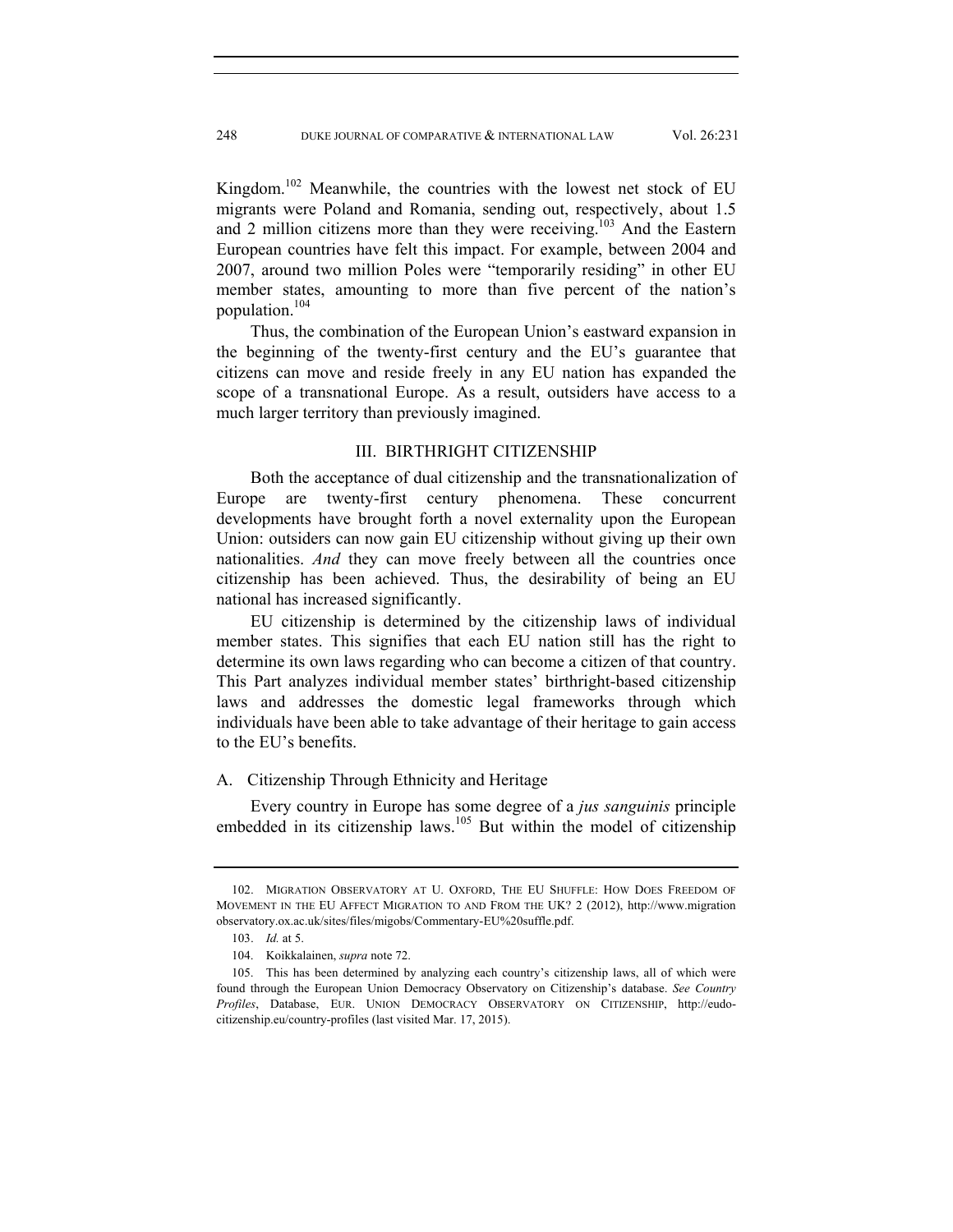Kingdom.[102] Meanwhile, the countries with the lowest net stock of EU migrants were Poland and Romania, sending out, respectively, about 1.5 and 2 million citizens more than they were receiving.[103] And the Eastern European countries have felt this impact. For example, between 2004 and 2007, around two million Poles were "temporarily residing" in other EU member states, amounting to more than five percent of the nation's population.[104]

Thus, the combination of the European Union's eastward expansion in the beginning of the twenty-first century and the EU's guarantee that citizens can move and reside freely in any EU nation has expanded the scope of a transnational Europe. As a result, outsiders have access to a much larger territory than previously imagined.

## III. BIRTHRIGHT CITIZENSHIP

Both the acceptance of dual citizenship and the transnationalization of Europe are twenty-first century phenomena. These concurrent developments have brought forth a novel externality upon the European Union: outsiders can now gain EU citizenship without giving up their own nationalities. *And* they can move freely between all the countries once citizenship has been achieved. Thus, the desirability of being an EU national has increased significantly.

EU citizenship is determined by the citizenship laws of individual member states. This signifies that each EU nation still has the right to determine its own laws regarding who can become a citizen of that country. This Part analyzes individual member states' birthright-based citizenship laws and addresses the domestic legal frameworks through which individuals have been able to take advantage of their heritage to gain access to the EU's benefits.

### A. Citizenship Through Ethnicity and Heritage

Every country in Europe has some degree of a *jus sanguinis* principle embedded in its citizenship laws.[105] But within the model of citizenship

---

102. MIGRATION OBSERVATORY AT U. OXFORD, THE EU SHUFFLE: HOW DOES FREEDOM OF MOVEMENT IN THE EU AFFECT MIGRATION TO AND FROM THE UK? 2 (2012), http://www.migrationobservatory.ox.ac.uk/sites/files/migobs/Commentary-EU%20suffle.pdf.

103. *Id.* at 5.

104. Koikkalainen, *supra* note 72.

105. This has been determined by analyzing each country's citizenship laws, all of which were found through the European Union Democracy Observatory on Citizenship's database. *See Country Profiles*, Database, EUR. UNION DEMOCRACY OBSERVATORY ON CITIZENSHIP, http://eudo-citizenship.eu/country-profiles (last visited Mar. 17, 2015).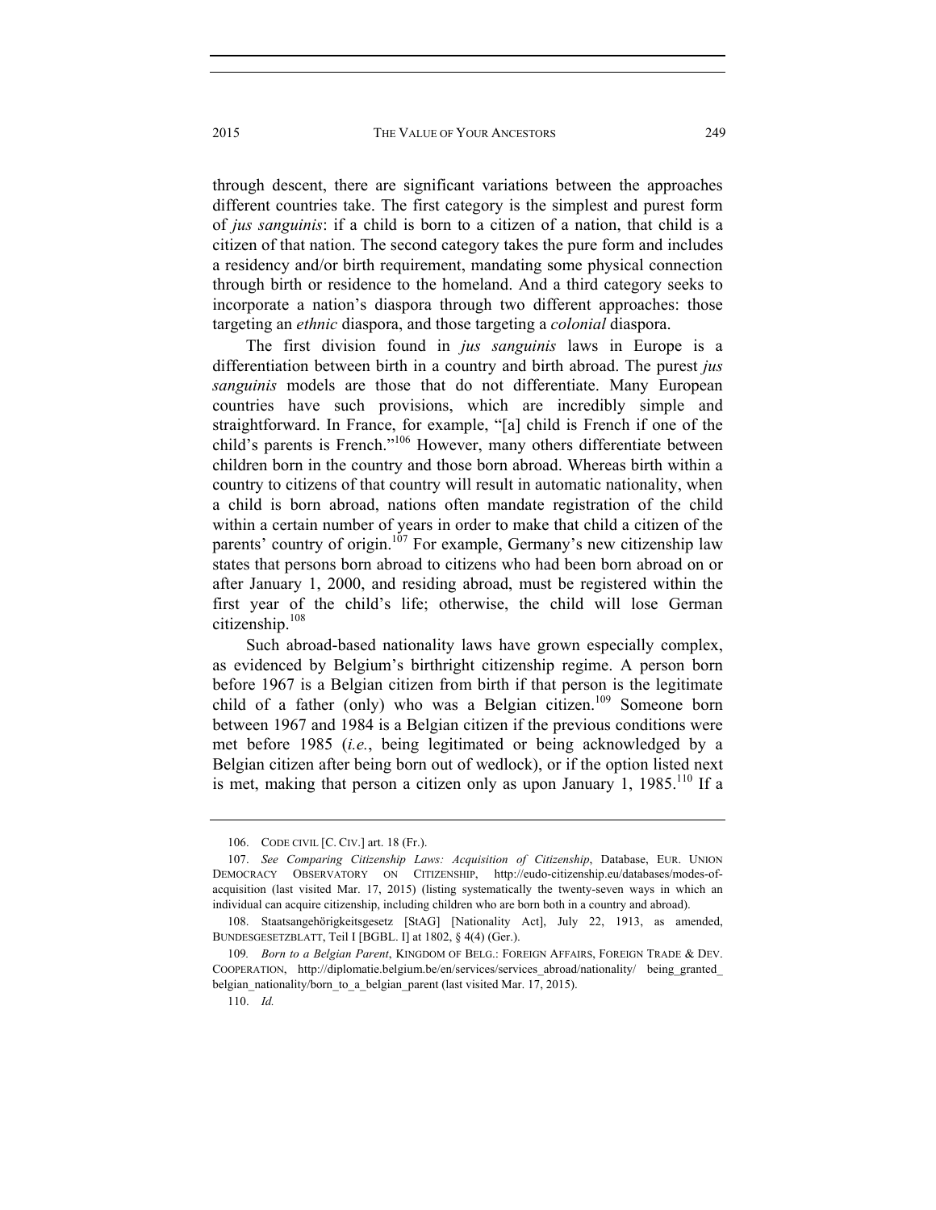through descent, there are significant variations between the approaches different countries take. The first category is the simplest and purest form of *jus sanguinis*: if a child is born to a citizen of a nation, that child is a citizen of that nation. The second category takes the pure form and includes a residency and/or birth requirement, mandating some physical connection through birth or residence to the homeland. And a third category seeks to incorporate a nation's diaspora through two different approaches: those targeting an *ethnic* diaspora, and those targeting a *colonial* diaspora.

The first division found in *jus sanguinis* laws in Europe is a differentiation between birth in a country and birth abroad. The purest *jus sanguinis* models are those that do not differentiate. Many European countries have such provisions, which are incredibly simple and straightforward. In France, for example, "[a] child is French if one of the child's parents is French."[106] However, many others differentiate between children born in the country and those born abroad. Whereas birth within a country to citizens of that country will result in automatic nationality, when a child is born abroad, nations often mandate registration of the child within a certain number of years in order to make that child a citizen of the parents' country of origin.[107] For example, Germany's new citizenship law states that persons born abroad to citizens who had been born abroad on or after January 1, 2000, and residing abroad, must be registered within the first year of the child's life; otherwise, the child will lose German citizenship.[108]

Such abroad-based nationality laws have grown especially complex, as evidenced by Belgium's birthright citizenship regime. A person born before 1967 is a Belgian citizen from birth if that person is the legitimate child of a father (only) who was a Belgian citizen.[109] Someone born between 1967 and 1984 is a Belgian citizen if the previous conditions were met before 1985 (*i.e.*, being legitimated or being acknowledged by a Belgian citizen after being born out of wedlock), or if the option listed next is met, making that person a citizen only as upon January 1, 1985.[110] If a

---

106. CODE CIVIL [C. CIV.] art. 18 (Fr.).

107. *See Comparing Citizenship Laws: Acquisition of Citizenship*, Database, EUR. UNION DEMOCRACY OBSERVATORY ON CITIZENSHIP, http://eudo-citizenship.eu/databases/modes-of-acquisition (last visited Mar. 17, 2015) (listing systematically the twenty-seven ways in which an individual can acquire citizenship, including children who are born both in a country and abroad).

108. Staatsangehörigkeitsgesetz [StAG] [Nationality Act], July 22, 1913, as amended, BUNDESGESETZBLATT, Teil I [BGBL. I] at 1802, § 4(4) (Ger.).

109. *Born to a Belgian Parent*, KINGDOM OF BELG.: FOREIGN AFFAIRS, FOREIGN TRADE & DEV. COOPERATION, http://diplomatie.belgium.be/en/services/services_abroad/nationality/ being_granted_ belgian_nationality/born_to_a_belgian_parent (last visited Mar. 17, 2015).

110. *Id.*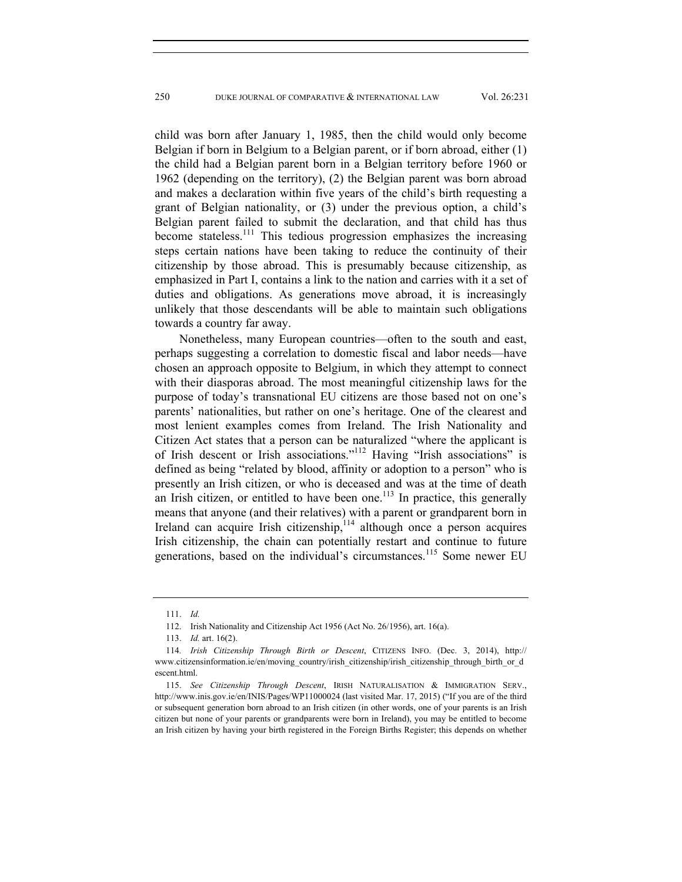child was born after January 1, 1985, then the child would only become Belgian if born in Belgium to a Belgian parent, or if born abroad, either (1) the child had a Belgian parent born in a Belgian territory before 1960 or 1962 (depending on the territory), (2) the Belgian parent was born abroad and makes a declaration within five years of the child's birth requesting a grant of Belgian nationality, or (3) under the previous option, a child's Belgian parent failed to submit the declaration, and that child has thus become stateless.[111] This tedious progression emphasizes the increasing steps certain nations have been taking to reduce the continuity of their citizenship by those abroad. This is presumably because citizenship, as emphasized in Part I, contains a link to the nation and carries with it a set of duties and obligations. As generations move abroad, it is increasingly unlikely that those descendants will be able to maintain such obligations towards a country far away.

Nonetheless, many European countries—often to the south and east, perhaps suggesting a correlation to domestic fiscal and labor needs—have chosen an approach opposite to Belgium, in which they attempt to connect with their diasporas abroad. The most meaningful citizenship laws for the purpose of today's transnational EU citizens are those based not on one's parents' nationalities, but rather on one's heritage. One of the clearest and most lenient examples comes from Ireland. The Irish Nationality and Citizen Act states that a person can be naturalized "where the applicant is of Irish descent or Irish associations."[112] Having "Irish associations" is defined as being "related by blood, affinity or adoption to a person" who is presently an Irish citizen, or who is deceased and was at the time of death an Irish citizen, or entitled to have been one.[113] In practice, this generally means that anyone (and their relatives) with a parent or grandparent born in Ireland can acquire Irish citizenship,[114] although once a person acquires Irish citizenship, the chain can potentially restart and continue to future generations, based on the individual's circumstances.[115] Some newer EU

---

111. *Id.*

112. Irish Nationality and Citizenship Act 1956 (Act No. 26/1956), art. 16(a).

113. *Id.* art. 16(2).

114. *Irish Citizenship Through Birth or Descent*, CITIZENS INFO. (Dec. 3, 2014), http://www.citizensinformation.ie/en/moving_country/irish_citizenship/irish_citizenship_through_birth_or_descent.html.

115. *See Citizenship Through Descent*, IRISH NATURALISATION & IMMIGRATION SERV., http://www.inis.gov.ie/en/INIS/Pages/WP11000024 (last visited Mar. 17, 2015) ("If you are of the third or subsequent generation born abroad to an Irish citizen (in other words, one of your parents is an Irish citizen but none of your parents or grandparents were born in Ireland), you may be entitled to become an Irish citizen by having your birth registered in the Foreign Births Register; this depends on whether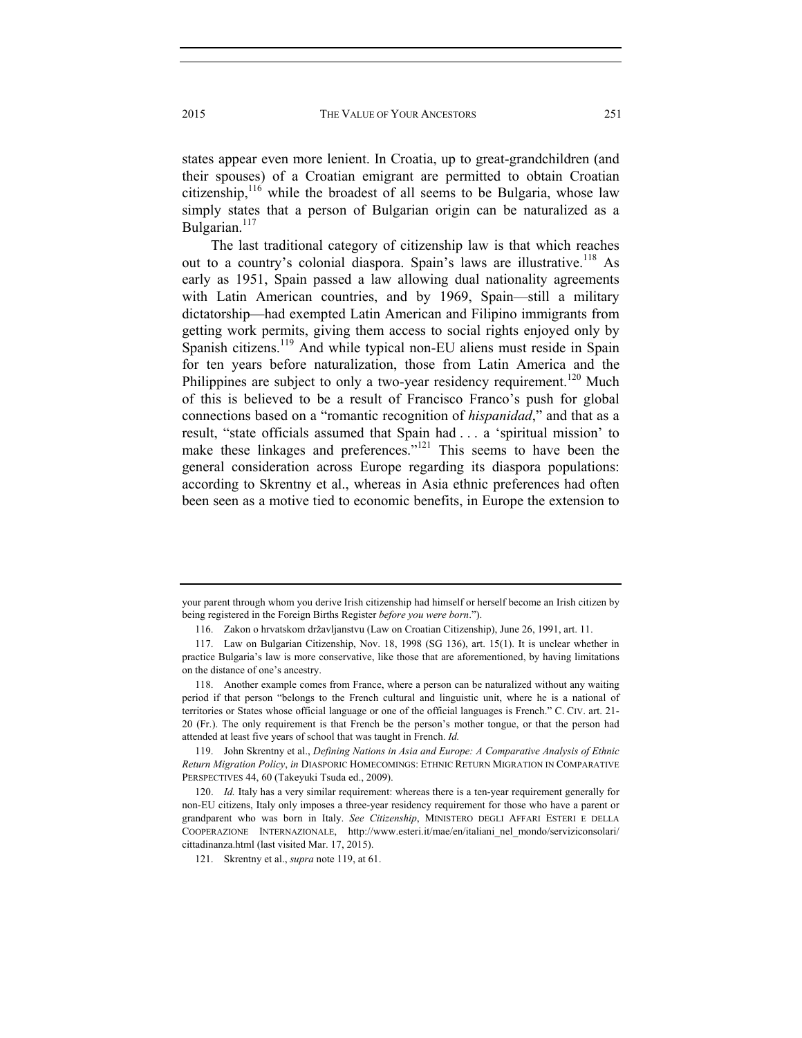states appear even more lenient. In Croatia, up to great-grandchildren (and their spouses) of a Croatian emigrant are permitted to obtain Croatian citizenship,[116] while the broadest of all seems to be Bulgaria, whose law simply states that a person of Bulgarian origin can be naturalized as a Bulgarian.[117]

The last traditional category of citizenship law is that which reaches out to a country's colonial diaspora. Spain's laws are illustrative.[118] As early as 1951, Spain passed a law allowing dual nationality agreements with Latin American countries, and by 1969, Spain—still a military dictatorship—had exempted Latin American and Filipino immigrants from getting work permits, giving them access to social rights enjoyed only by Spanish citizens.[119] And while typical non-EU aliens must reside in Spain for ten years before naturalization, those from Latin America and the Philippines are subject to only a two-year residency requirement.[120] Much of this is believed to be a result of Francisco Franco's push for global connections based on a "romantic recognition of *hispanidad*," and that as a result, "state officials assumed that Spain had . . . a 'spiritual mission' to make these linkages and preferences."[121] This seems to have been the general consideration across Europe regarding its diaspora populations: according to Skrentny et al., whereas in Asia ethnic preferences had often been seen as a motive tied to economic benefits, in Europe the extension to

---

your parent through whom you derive Irish citizenship had himself or herself become an Irish citizen by being registered in the Foreign Births Register *before you were born*.").

116. Zakon o hrvatskom državljanstvu (Law on Croatian Citizenship), June 26, 1991, art. 11.

117. Law on Bulgarian Citizenship, Nov. 18, 1998 (SG 136), art. 15(1). It is unclear whether in practice Bulgaria's law is more conservative, like those that are aforementioned, by having limitations on the distance of one's ancestry.

118. Another example comes from France, where a person can be naturalized without any waiting period if that person "belongs to the French cultural and linguistic unit, where he is a national of territories or States whose official language or one of the official languages is French." C. CIV. art. 21-20 (Fr.). The only requirement is that French be the person's mother tongue, or that the person had attended at least five years of school that was taught in French. *Id.*

119. John Skrentny et al., *Defining Nations in Asia and Europe: A Comparative Analysis of Ethnic Return Migration Policy*, *in* DIASPORIC HOMECOMINGS: ETHNIC RETURN MIGRATION IN COMPARATIVE PERSPECTIVES 44, 60 (Takeyuki Tsuda ed., 2009).

120. *Id.* Italy has a very similar requirement: whereas there is a ten-year requirement generally for non-EU citizens, Italy only imposes a three-year residency requirement for those who have a parent or grandparent who was born in Italy. *See Citizenship*, MINISTERO DEGLI AFFARI ESTERI E DELLA COOPERAZIONE INTERNAZIONALE, http://www.esteri.it/mae/en/italiani_nel_mondo/serviziconsolari/cittadinanza.html (last visited Mar. 17, 2015).

121. Skrentny et al., *supra* note 119, at 61.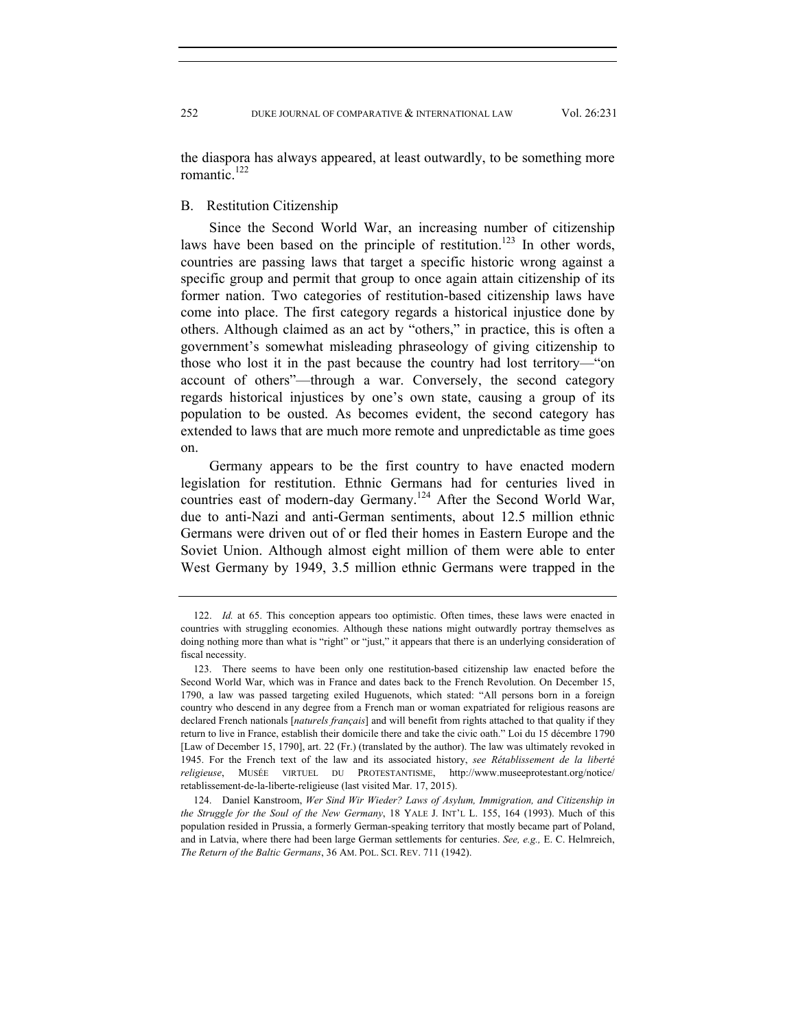the diaspora has always appeared, at least outwardly, to be something more romantic.[122]

## B. Restitution Citizenship

Since the Second World War, an increasing number of citizenship laws have been based on the principle of restitution.[123] In other words, countries are passing laws that target a specific historic wrong against a specific group and permit that group to once again attain citizenship of its former nation. Two categories of restitution-based citizenship laws have come into place. The first category regards a historical injustice done by others. Although claimed as an act by "others," in practice, this is often a government's somewhat misleading phraseology of giving citizenship to those who lost it in the past because the country had lost territory—"on account of others"—through a war. Conversely, the second category regards historical injustices by one's own state, causing a group of its population to be ousted. As becomes evident, the second category has extended to laws that are much more remote and unpredictable as time goes on.

Germany appears to be the first country to have enacted modern legislation for restitution. Ethnic Germans had for centuries lived in countries east of modern-day Germany.[124] After the Second World War, due to anti-Nazi and anti-German sentiments, about 12.5 million ethnic Germans were driven out of or fled their homes in Eastern Europe and the Soviet Union. Although almost eight million of them were able to enter West Germany by 1949, 3.5 million ethnic Germans were trapped in the

---

122. *Id.* at 65. This conception appears too optimistic. Often times, these laws were enacted in countries with struggling economies. Although these nations might outwardly portray themselves as doing nothing more than what is "right" or "just," it appears that there is an underlying consideration of fiscal necessity.

123. There seems to have been only one restitution-based citizenship law enacted before the Second World War, which was in France and dates back to the French Revolution. On December 15, 1790, a law was passed targeting exiled Huguenots, which stated: "All persons born in a foreign country who descend in any degree from a French man or woman expatriated for religious reasons are declared French nationals [*naturels français*] and will benefit from rights attached to that quality if they return to live in France, establish their domicile there and take the civic oath." Loi du 15 décembre 1790 [Law of December 15, 1790], art. 22 (Fr.) (translated by the author). The law was ultimately revoked in 1945. For the French text of the law and its associated history, *see Rétablissement de la liberté religieuse*, MUSÉE VIRTUEL DU PROTESTANTISME, http://www.museeprotestant.org/notice/retablissement-de-la-liberte-religieuse (last visited Mar. 17, 2015).

124. Daniel Kanstroom, *Wer Sind Wir Wieder? Laws of Asylum, Immigration, and Citizenship in the Struggle for the Soul of the New Germany*, 18 YALE J. INT'L L. 155, 164 (1993). Much of this population resided in Prussia, a formerly German-speaking territory that mostly became part of Poland, and in Latvia, where there had been large German settlements for centuries. *See, e.g.,* E. C. Helmreich, *The Return of the Baltic Germans*, 36 AM. POL. SCI. REV. 711 (1942).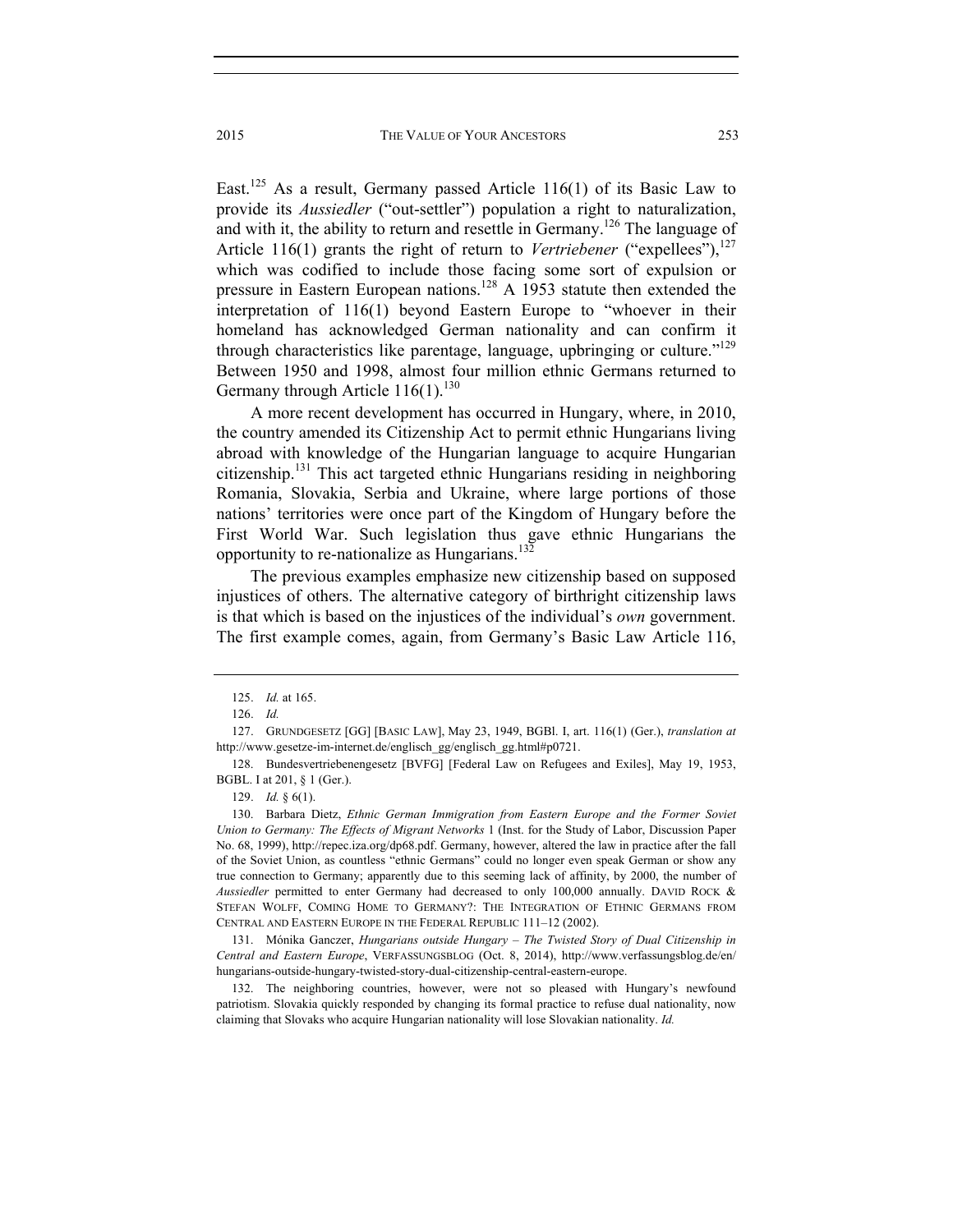East.[125] As a result, Germany passed Article 116(1) of its Basic Law to provide its *Aussiedler* ("out-settler") population a right to naturalization, and with it, the ability to return and resettle in Germany.[126] The language of Article 116(1) grants the right of return to *Vertriebener* ("expellees"),[127] which was codified to include those facing some sort of expulsion or pressure in Eastern European nations.[128] A 1953 statute then extended the interpretation of 116(1) beyond Eastern Europe to "whoever in their homeland has acknowledged German nationality and can confirm it through characteristics like parentage, language, upbringing or culture."[129] Between 1950 and 1998, almost four million ethnic Germans returned to Germany through Article 116(1).[130]

A more recent development has occurred in Hungary, where, in 2010, the country amended its Citizenship Act to permit ethnic Hungarians living abroad with knowledge of the Hungarian language to acquire Hungarian citizenship.[131] This act targeted ethnic Hungarians residing in neighboring Romania, Slovakia, Serbia and Ukraine, where large portions of those nations' territories were once part of the Kingdom of Hungary before the First World War. Such legislation thus gave ethnic Hungarians the opportunity to re-nationalize as Hungarians.[132]

The previous examples emphasize new citizenship based on supposed injustices of others. The alternative category of birthright citizenship laws is that which is based on the injustices of the individual's *own* government. The first example comes, again, from Germany's Basic Law Article 116,

---

125. *Id.* at 165.

126. *Id.*

127. GRUNDGESETZ [GG] [BASIC LAW], May 23, 1949, BGBl. I, art. 116(1) (Ger.), *translation at* http://www.gesetze-im-internet.de/englisch_gg/englisch_gg.html#p0721.

128. Bundesvertriebenengesetz [BVFG] [Federal Law on Refugees and Exiles], May 19, 1953, BGBL. I at 201, § 1 (Ger.).

129. *Id.* § 6(1).

130. Barbara Dietz, *Ethnic German Immigration from Eastern Europe and the Former Soviet Union to Germany: The Effects of Migrant Networks* 1 (Inst. for the Study of Labor, Discussion Paper No. 68, 1999), http://repec.iza.org/dp68.pdf. Germany, however, altered the law in practice after the fall of the Soviet Union, as countless "ethnic Germans" could no longer even speak German or show any true connection to Germany; apparently due to this seeming lack of affinity, by 2000, the number of *Aussiedler* permitted to enter Germany had decreased to only 100,000 annually. DAVID ROCK & STEFAN WOLFF, COMING HOME TO GERMANY?: THE INTEGRATION OF ETHNIC GERMANS FROM CENTRAL AND EASTERN EUROPE IN THE FEDERAL REPUBLIC 111–12 (2002).

131. Mónika Ganczer, *Hungarians outside Hungary – The Twisted Story of Dual Citizenship in Central and Eastern Europe*, VERFASSUNGSBLOG (Oct. 8, 2014), http://www.verfassungsblog.de/en/hungarians-outside-hungary-twisted-story-dual-citizenship-central-eastern-europe.

132. The neighboring countries, however, were not so pleased with Hungary's newfound patriotism. Slovakia quickly responded by changing its formal practice to refuse dual nationality, now claiming that Slovaks who acquire Hungarian nationality will lose Slovakian nationality. *Id.*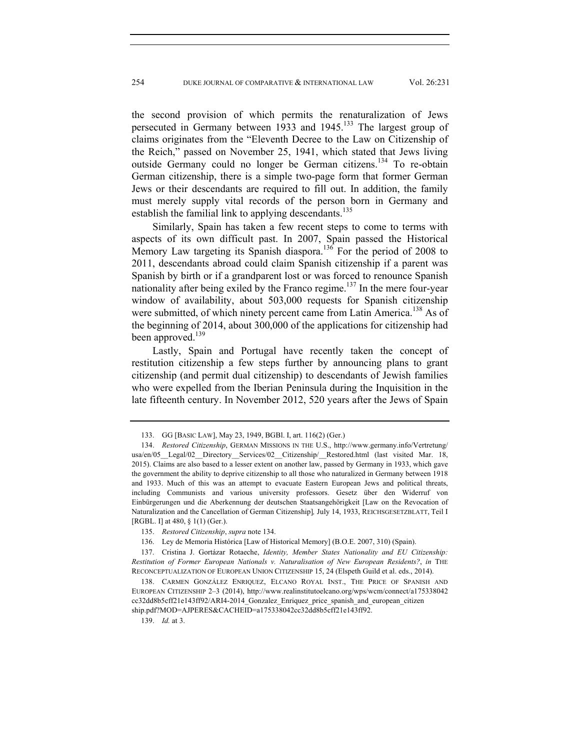the second provision of which permits the renaturalization of Jews persecuted in Germany between 1933 and 1945.[133] The largest group of claims originates from the "Eleventh Decree to the Law on Citizenship of the Reich," passed on November 25, 1941, which stated that Jews living outside Germany could no longer be German citizens.[134] To re-obtain German citizenship, there is a simple two-page form that former German Jews or their descendants are required to fill out. In addition, the family must merely supply vital records of the person born in Germany and establish the familial link to applying descendants.[135]

Similarly, Spain has taken a few recent steps to come to terms with aspects of its own difficult past. In 2007, Spain passed the Historical Memory Law targeting its Spanish diaspora.[136] For the period of 2008 to 2011, descendants abroad could claim Spanish citizenship if a parent was Spanish by birth or if a grandparent lost or was forced to renounce Spanish nationality after being exiled by the Franco regime.[137] In the mere four-year window of availability, about 503,000 requests for Spanish citizenship were submitted, of which ninety percent came from Latin America.[138] As of the beginning of 2014, about 300,000 of the applications for citizenship had been approved.[139]

Lastly, Spain and Portugal have recently taken the concept of restitution citizenship a few steps further by announcing plans to grant citizenship (and permit dual citizenship) to descendants of Jewish families who were expelled from the Iberian Peninsula during the Inquisition in the late fifteenth century. In November 2012, 520 years after the Jews of Spain

---

133. GG [BASIC LAW], May 23, 1949, BGBl. I, art. 116(2) (Ger.)

134. *Restored Citizenship*, GERMAN MISSIONS IN THE U.S., http://www.germany.info/Vertretung/usa/en/05__Legal/02__Directory__Services/02__Citizenship/__Restored.html (last visited Mar. 18, 2015). Claims are also based to a lesser extent on another law, passed by Germany in 1933, which gave the government the ability to deprive citizenship to all those who naturalized in Germany between 1918 and 1933. Much of this was an attempt to evacuate Eastern European Jews and political threats, including Communists and various university professors. Gesetz über den Widerruf von Einbürgerungen und die Aberkennung der deutschen Staatsangehörigkeit [Law on the Revocation of Naturalization and the Cancellation of German Citizenship], July 14, 1933, REICHSGESETZBLATT, Teil I [RGBL. I] at 480, § 1(1) (Ger.).

135. *Restored Citizenship*, *supra* note 134.

136. Ley de Memoria Histórica [Law of Historical Memory] (B.O.E. 2007, 310) (Spain).

137. Cristina J. Gortázar Rotaeche, *Identity, Member States Nationality and EU Citizenship: Restitution of Former European Nationals v. Naturalisation of New European Residents?*, *in* THE RECONCEPTUALIZATION OF EUROPEAN UNION CITIZENSHIP 15, 24 (Elspeth Guild et al. eds., 2014).

138. CARMEN GONZÁLEZ ENRIQUEZ, ELCANO ROYAL INST., THE PRICE OF SPANISH AND EUROPEAN CITIZENSHIP 2–3 (2014), http://www.realinstitutoelcano.org/wps/wcm/connect/a175338042cc32dd8b5cff21e143ff92/ARI4-2014_Gonzalez_Enriquez_price_spanish_and_european_citizenship.pdf?MOD=AJPERES&CACHEID=a175338042cc32dd8b5cff21e143ff92.

139. *Id.* at 3.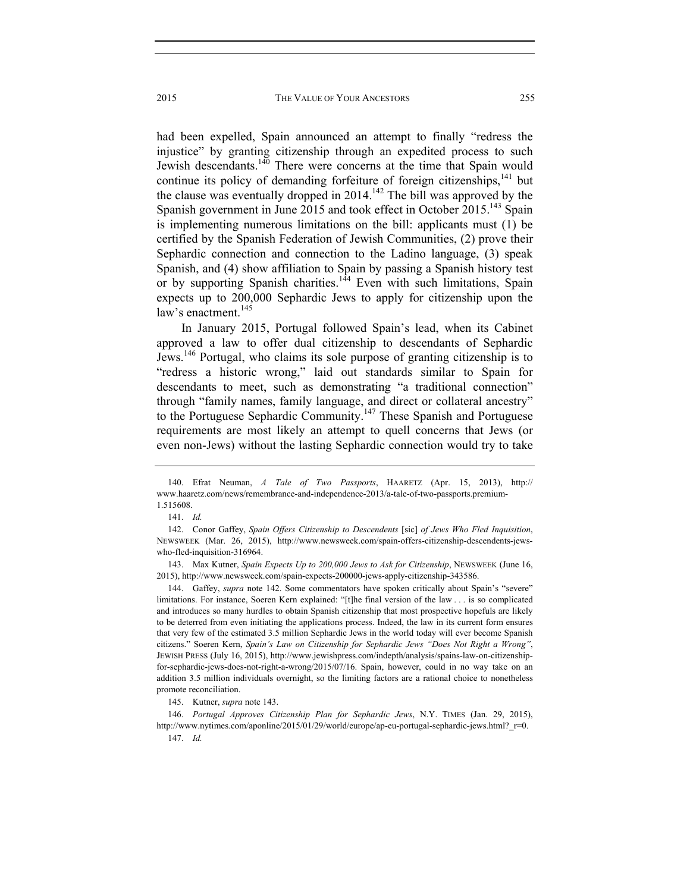had been expelled, Spain announced an attempt to finally "redress the injustice" by granting citizenship through an expedited process to such Jewish descendants.[140] There were concerns at the time that Spain would continue its policy of demanding forfeiture of foreign citizenships,[141] but the clause was eventually dropped in 2014.[142] The bill was approved by the Spanish government in June 2015 and took effect in October 2015.[143] Spain is implementing numerous limitations on the bill: applicants must (1) be certified by the Spanish Federation of Jewish Communities, (2) prove their Sephardic connection and connection to the Ladino language, (3) speak Spanish, and (4) show affiliation to Spain by passing a Spanish history test or by supporting Spanish charities.[144] Even with such limitations, Spain expects up to 200,000 Sephardic Jews to apply for citizenship upon the law's enactment.[145]

In January 2015, Portugal followed Spain's lead, when its Cabinet approved a law to offer dual citizenship to descendants of Sephardic Jews.[146] Portugal, who claims its sole purpose of granting citizenship is to "redress a historic wrong," laid out standards similar to Spain for descendants to meet, such as demonstrating "a traditional connection" through "family names, family language, and direct or collateral ancestry" to the Portuguese Sephardic Community.[147] These Spanish and Portuguese requirements are most likely an attempt to quell concerns that Jews (or even non-Jews) without the lasting Sephardic connection would try to take

---

140. Efrat Neuman, *A Tale of Two Passports*, HAARETZ (Apr. 15, 2013), http://www.haaretz.com/news/remembrance-and-independence-2013/a-tale-of-two-passports.premium-1.515608.

141. *Id.*

142. Conor Gaffey, *Spain Offers Citizenship to Descendents* [sic] *of Jews Who Fled Inquisition*, NEWSWEEK (Mar. 26, 2015), http://www.newsweek.com/spain-offers-citizenship-descendents-jews-who-fled-inquisition-316964.

143. Max Kutner, *Spain Expects Up to 200,000 Jews to Ask for Citizenship*, NEWSWEEK (June 16, 2015), http://www.newsweek.com/spain-expects-200000-jews-apply-citizenship-343586.

144. Gaffey, *supra* note 142. Some commentators have spoken critically about Spain's "severe" limitations. For instance, Soeren Kern explained: "[t]he final version of the law . . . is so complicated and introduces so many hurdles to obtain Spanish citizenship that most prospective hopefuls are likely to be deterred from even initiating the applications process. Indeed, the law in its current form ensures that very few of the estimated 3.5 million Sephardic Jews in the world today will ever become Spanish citizens." Soeren Kern, *Spain's Law on Citizenship for Sephardic Jews "Does Not Right a Wrong"*, JEWISH PRESS (July 16, 2015), http://www.jewishpress.com/indepth/analysis/spains-law-on-citizenship-for-sephardic-jews-does-not-right-a-wrong/2015/07/16. Spain, however, could in no way take on an addition 3.5 million individuals overnight, so the limiting factors are a rational choice to nonetheless promote reconciliation.

145. Kutner, *supra* note 143.

146. *Portugal Approves Citizenship Plan for Sephardic Jews*, N.Y. TIMES (Jan. 29, 2015), http://www.nytimes.com/aponline/2015/01/29/world/europe/ap-eu-portugal-sephardic-jews.html?_r=0.

147. *Id.*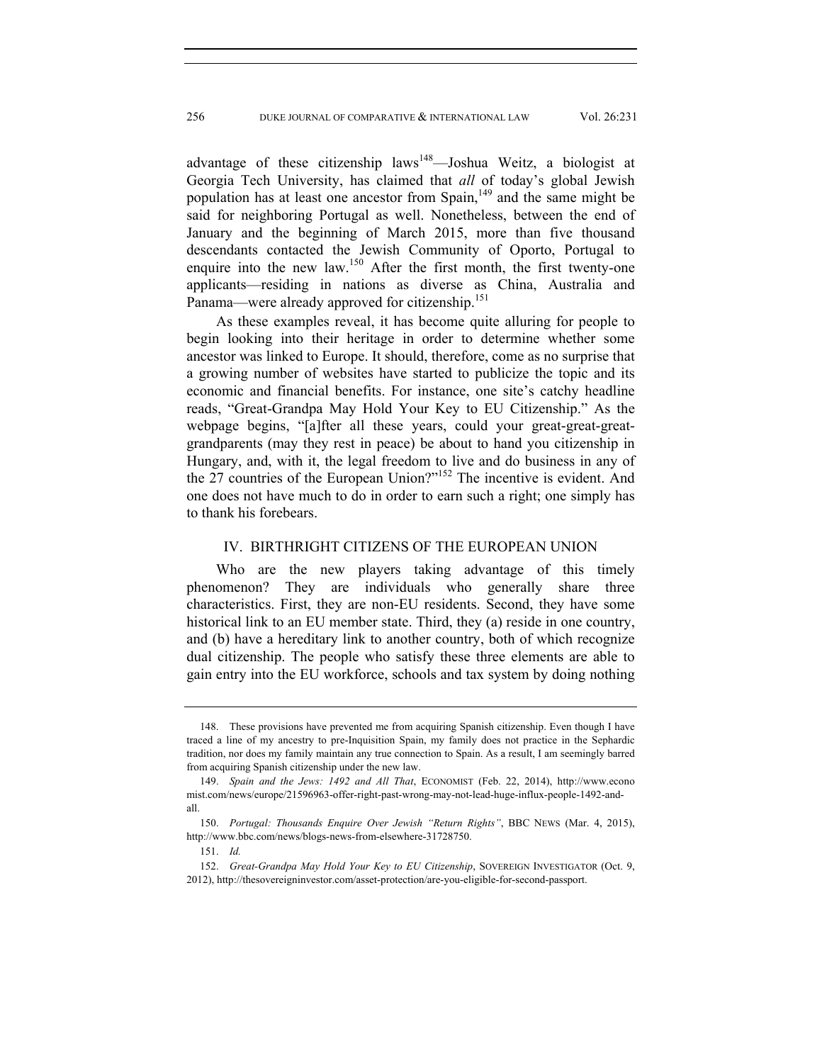advantage of these citizenship laws[148]—Joshua Weitz, a biologist at Georgia Tech University, has claimed that *all* of today's global Jewish population has at least one ancestor from Spain,[149] and the same might be said for neighboring Portugal as well. Nonetheless, between the end of January and the beginning of March 2015, more than five thousand descendants contacted the Jewish Community of Oporto, Portugal to enquire into the new law.[150] After the first month, the first twenty-one applicants—residing in nations as diverse as China, Australia and Panama—were already approved for citizenship.[151]

As these examples reveal, it has become quite alluring for people to begin looking into their heritage in order to determine whether some ancestor was linked to Europe. It should, therefore, come as no surprise that a growing number of websites have started to publicize the topic and its economic and financial benefits. For instance, one site's catchy headline reads, "Great-Grandpa May Hold Your Key to EU Citizenship." As the webpage begins, "[a]fter all these years, could your great-great-great-grandparents (may they rest in peace) be about to hand you citizenship in Hungary, and, with it, the legal freedom to live and do business in any of the 27 countries of the European Union?"[152] The incentive is evident. And one does not have much to do in order to earn such a right; one simply has to thank his forebears.

## IV. BIRTHRIGHT CITIZENS OF THE EUROPEAN UNION

Who are the new players taking advantage of this timely phenomenon? They are individuals who generally share three characteristics. First, they are non-EU residents. Second, they have some historical link to an EU member state. Third, they (a) reside in one country, and (b) have a hereditary link to another country, both of which recognize dual citizenship. The people who satisfy these three elements are able to gain entry into the EU workforce, schools and tax system by doing nothing

---

148. These provisions have prevented me from acquiring Spanish citizenship. Even though I have traced a line of my ancestry to pre-Inquisition Spain, my family does not practice in the Sephardic tradition, nor does my family maintain any true connection to Spain. As a result, I am seemingly barred from acquiring Spanish citizenship under the new law.

149. *Spain and the Jews: 1492 and All That*, ECONOMIST (Feb. 22, 2014), http://www.economist.com/news/europe/21596963-offer-right-past-wrong-may-not-lead-huge-influx-people-1492-and-all.

150. *Portugal: Thousands Enquire Over Jewish "Return Rights"*, BBC NEWS (Mar. 4, 2015), http://www.bbc.com/news/blogs-news-from-elsewhere-31728750.

151. *Id.*

152. *Great-Grandpa May Hold Your Key to EU Citizenship*, SOVEREIGN INVESTIGATOR (Oct. 9, 2012), http://thesovereigninvestor.com/asset-protection/are-you-eligible-for-second-passport.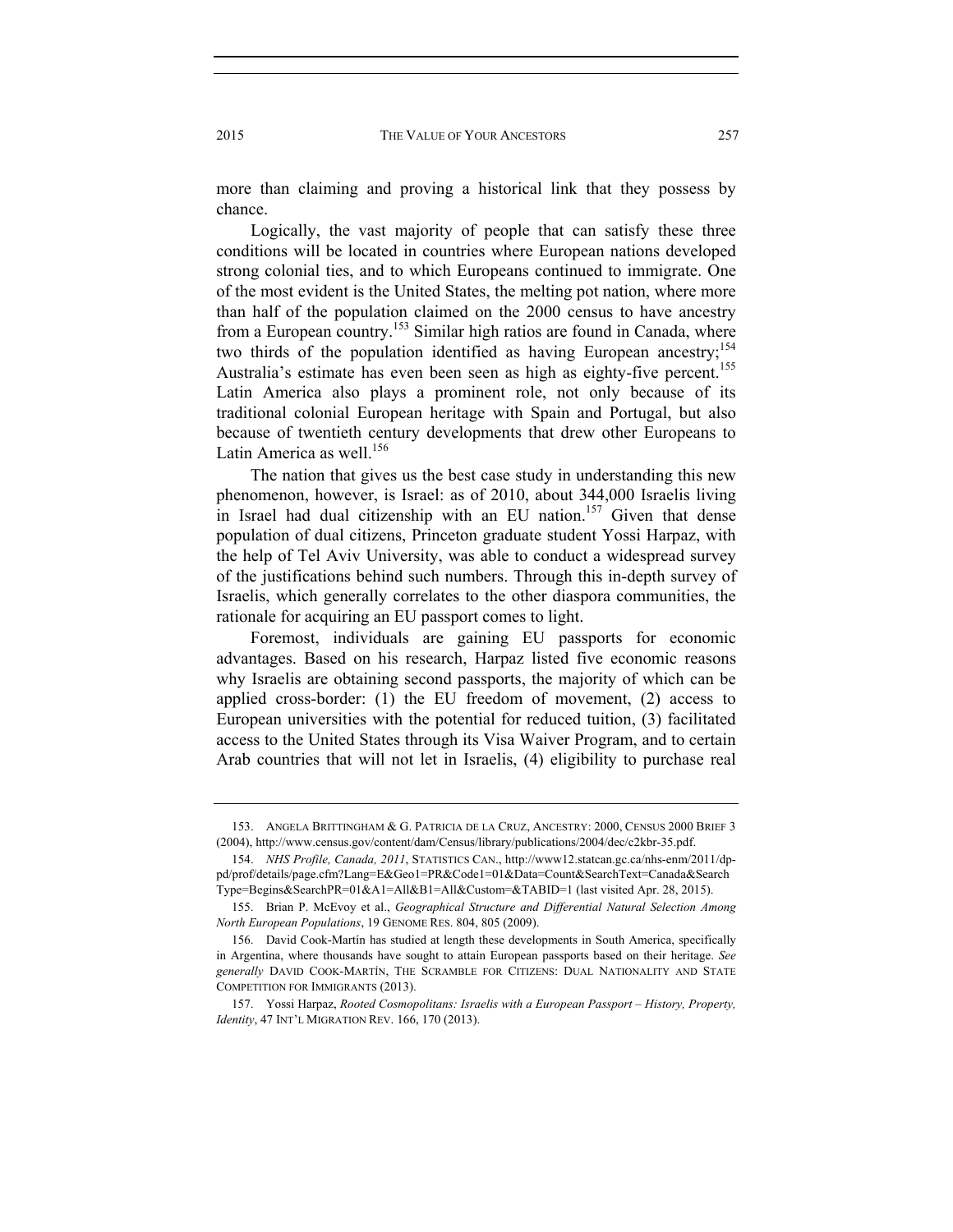more than claiming and proving a historical link that they possess by chance.

Logically, the vast majority of people that can satisfy these three conditions will be located in countries where European nations developed strong colonial ties, and to which Europeans continued to immigrate. One of the most evident is the United States, the melting pot nation, where more than half of the population claimed on the 2000 census to have ancestry from a European country.[153] Similar high ratios are found in Canada, where two thirds of the population identified as having European ancestry;[154] Australia's estimate has even been seen as high as eighty-five percent.[155] Latin America also plays a prominent role, not only because of its traditional colonial European heritage with Spain and Portugal, but also because of twentieth century developments that drew other Europeans to Latin America as well.[156]

The nation that gives us the best case study in understanding this new phenomenon, however, is Israel: as of 2010, about 344,000 Israelis living in Israel had dual citizenship with an EU nation.[157] Given that dense population of dual citizens, Princeton graduate student Yossi Harpaz, with the help of Tel Aviv University, was able to conduct a widespread survey of the justifications behind such numbers. Through this in-depth survey of Israelis, which generally correlates to the other diaspora communities, the rationale for acquiring an EU passport comes to light.

Foremost, individuals are gaining EU passports for economic advantages. Based on his research, Harpaz listed five economic reasons why Israelis are obtaining second passports, the majority of which can be applied cross-border: (1) the EU freedom of movement, (2) access to European universities with the potential for reduced tuition, (3) facilitated access to the United States through its Visa Waiver Program, and to certain Arab countries that will not let in Israelis, (4) eligibility to purchase real

---

153. ANGELA BRITTINGHAM & G. PATRICIA DE LA CRUZ, ANCESTRY: 2000, CENSUS 2000 BRIEF 3 (2004), http://www.census.gov/content/dam/Census/library/publications/2004/dec/c2kbr-35.pdf.

154. *NHS Profile, Canada, 2011*, STATISTICS CAN., http://www12.statcan.gc.ca/nhs-enm/2011/dp-pd/prof/details/page.cfm?Lang=E&Geo1=PR&Code1=01&Data=Count&SearchText=Canada&SearchType=Begins&SearchPR=01&A1=All&B1=All&Custom=&TABID=1 (last visited Apr. 28, 2015).

155. Brian P. McEvoy et al., *Geographical Structure and Differential Natural Selection Among North European Populations*, 19 GENOME RES. 804, 805 (2009).

156. David Cook-Martín has studied at length these developments in South America, specifically in Argentina, where thousands have sought to attain European passports based on their heritage. *See generally* DAVID COOK-MARTÍN, THE SCRAMBLE FOR CITIZENS: DUAL NATIONALITY AND STATE COMPETITION FOR IMMIGRANTS (2013).

157. Yossi Harpaz, *Rooted Cosmopolitans: Israelis with a European Passport – History, Property, Identity*, 47 INT'L MIGRATION REV. 166, 170 (2013).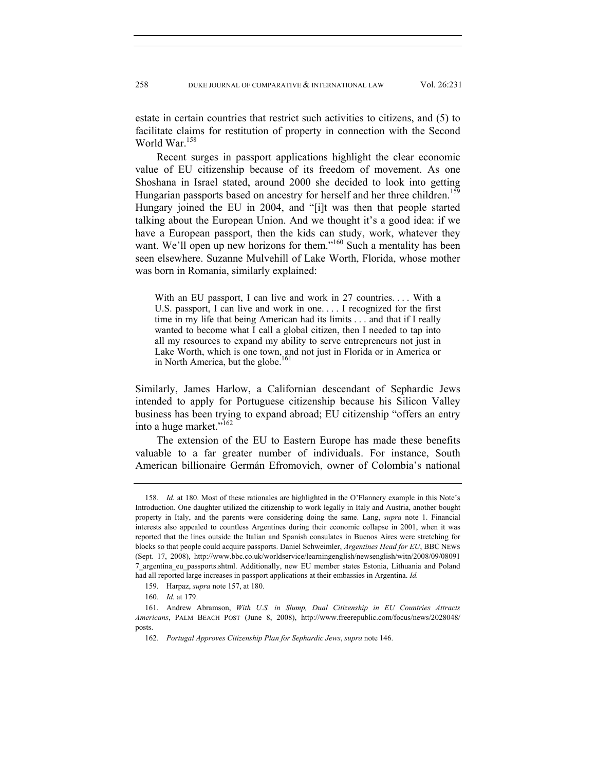estate in certain countries that restrict such activities to citizens, and (5) to facilitate claims for restitution of property in connection with the Second World War.[158]

Recent surges in passport applications highlight the clear economic value of EU citizenship because of its freedom of movement. As one Shoshana in Israel stated, around 2000 she decided to look into getting Hungarian passports based on ancestry for herself and her three children.[159] Hungary joined the EU in 2004, and "[i]t was then that people started talking about the European Union. And we thought it's a good idea: if we have a European passport, then the kids can study, work, whatever they want. We'll open up new horizons for them."[160] Such a mentality has been seen elsewhere. Suzanne Mulvehill of Lake Worth, Florida, whose mother was born in Romania, similarly explained:

> With an EU passport, I can live and work in 27 countries. . . . With a U.S. passport, I can live and work in one. . . . I recognized for the first time in my life that being American had its limits . . . and that if I really wanted to become what I call a global citizen, then I needed to tap into all my resources to expand my ability to serve entrepreneurs not just in Lake Worth, which is one town, and not just in Florida or in America or in North America, but the globe.[161]

Similarly, James Harlow, a Californian descendant of Sephardic Jews intended to apply for Portuguese citizenship because his Silicon Valley business has been trying to expand abroad; EU citizenship "offers an entry into a huge market."[162]

The extension of the EU to Eastern Europe has made these benefits valuable to a far greater number of individuals. For instance, South American billionaire Germán Efromovich, owner of Colombia's national

---

158. *Id.* at 180. Most of these rationales are highlighted in the O'Flannery example in this Note's Introduction. One daughter utilized the citizenship to work legally in Italy and Austria, another bought property in Italy, and the parents were considering doing the same. Lang, *supra* note 1. Financial interests also appealed to countless Argentines during their economic collapse in 2001, when it was reported that the lines outside the Italian and Spanish consulates in Buenos Aires were stretching for blocks so that people could acquire passports. Daniel Schweimler, *Argentines Head for EU*, BBC NEWS (Sept. 17, 2008), http://www.bbc.co.uk/worldservice/learningenglish/newsenglish/witn/2008/09/080917_argentina_eu_passports.shtml. Additionally, new EU member states Estonia, Lithuania and Poland had all reported large increases in passport applications at their embassies in Argentina. *Id.*

159. Harpaz, *supra* note 157, at 180.

160. *Id.* at 179.

161. Andrew Abramson, *With U.S. in Slump, Dual Citizenship in EU Countries Attracts Americans*, PALM BEACH POST (June 8, 2008), http://www.freerepublic.com/focus/news/2028048/posts.

162. *Portugal Approves Citizenship Plan for Sephardic Jews*, *supra* note 146.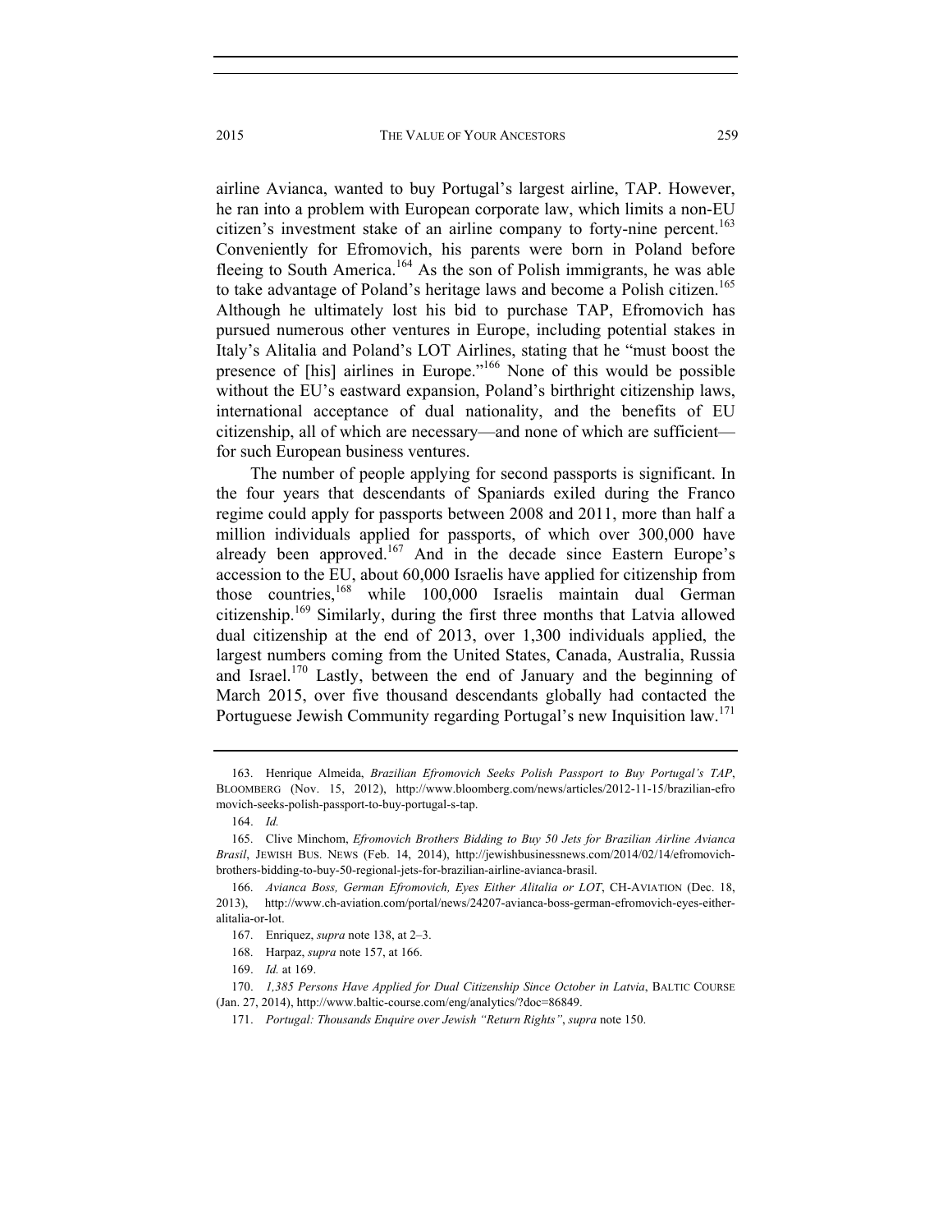airline Avianca, wanted to buy Portugal's largest airline, TAP. However, he ran into a problem with European corporate law, which limits a non-EU citizen's investment stake of an airline company to forty-nine percent.[163] Conveniently for Efromovich, his parents were born in Poland before fleeing to South America.[164] As the son of Polish immigrants, he was able to take advantage of Poland's heritage laws and become a Polish citizen.[165] Although he ultimately lost his bid to purchase TAP, Efromovich has pursued numerous other ventures in Europe, including potential stakes in Italy's Alitalia and Poland's LOT Airlines, stating that he "must boost the presence of [his] airlines in Europe."[166] None of this would be possible without the EU's eastward expansion, Poland's birthright citizenship laws, international acceptance of dual nationality, and the benefits of EU citizenship, all of which are necessary—and none of which are sufficient—for such European business ventures.

The number of people applying for second passports is significant. In the four years that descendants of Spaniards exiled during the Franco regime could apply for passports between 2008 and 2011, more than half a million individuals applied for passports, of which over 300,000 have already been approved.[167] And in the decade since Eastern Europe's accession to the EU, about 60,000 Israelis have applied for citizenship from those countries,[168] while 100,000 Israelis maintain dual German citizenship.[169] Similarly, during the first three months that Latvia allowed dual citizenship at the end of 2013, over 1,300 individuals applied, the largest numbers coming from the United States, Canada, Australia, Russia and Israel.[170] Lastly, between the end of January and the beginning of March 2015, over five thousand descendants globally had contacted the Portuguese Jewish Community regarding Portugal's new Inquisition law.[171]

---

163. Henrique Almeida, *Brazilian Efromovich Seeks Polish Passport to Buy Portugal's TAP*, BLOOMBERG (Nov. 15, 2012), http://www.bloomberg.com/news/articles/2012-11-15/brazilian-efromovich-seeks-polish-passport-to-buy-portugal-s-tap.

164. *Id.*

165. Clive Minchom, *Efromovich Brothers Bidding to Buy 50 Jets for Brazilian Airline Avianca Brasil*, JEWISH BUS. NEWS (Feb. 14, 2014), http://jewishbusinessnews.com/2014/02/14/efromovich-brothers-bidding-to-buy-50-regional-jets-for-brazilian-airline-avianca-brasil.

166. *Avianca Boss, German Efromovich, Eyes Either Alitalia or LOT*, CH-AVIATION (Dec. 18, 2013), http://www.ch-aviation.com/portal/news/24207-avianca-boss-german-efromovich-eyes-either-alitalia-or-lot.

167. Enriquez, *supra* note 138, at 2–3.

168. Harpaz, *supra* note 157, at 166.

169. *Id.* at 169.

170. *1,385 Persons Have Applied for Dual Citizenship Since October in Latvia*, BALTIC COURSE (Jan. 27, 2014), http://www.baltic-course.com/eng/analytics/?doc=86849.

171. *Portugal: Thousands Enquire over Jewish "Return Rights"*, *supra* note 150.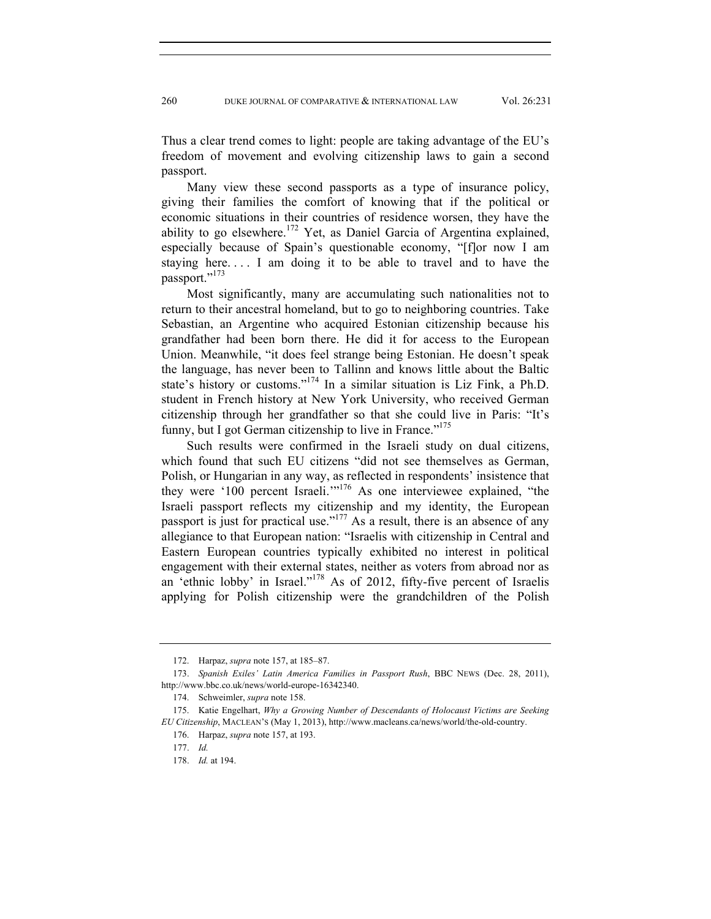Thus a clear trend comes to light: people are taking advantage of the EU's freedom of movement and evolving citizenship laws to gain a second passport.

Many view these second passports as a type of insurance policy, giving their families the comfort of knowing that if the political or economic situations in their countries of residence worsen, they have the ability to go elsewhere.[172] Yet, as Daniel Garcia of Argentina explained, especially because of Spain's questionable economy, "[f]or now I am staying here. . . . I am doing it to be able to travel and to have the passport."[173]

Most significantly, many are accumulating such nationalities not to return to their ancestral homeland, but to go to neighboring countries. Take Sebastian, an Argentine who acquired Estonian citizenship because his grandfather had been born there. He did it for access to the European Union. Meanwhile, "it does feel strange being Estonian. He doesn't speak the language, has never been to Tallinn and knows little about the Baltic state's history or customs."[174] In a similar situation is Liz Fink, a Ph.D. student in French history at New York University, who received German citizenship through her grandfather so that she could live in Paris: "It's funny, but I got German citizenship to live in France."[175]

Such results were confirmed in the Israeli study on dual citizens, which found that such EU citizens "did not see themselves as German, Polish, or Hungarian in any way, as reflected in respondents' insistence that they were '100 percent Israeli.'"[176] As one interviewee explained, "the Israeli passport reflects my citizenship and my identity, the European passport is just for practical use."[177] As a result, there is an absence of any allegiance to that European nation: "Israelis with citizenship in Central and Eastern European countries typically exhibited no interest in political engagement with their external states, neither as voters from abroad nor as an 'ethnic lobby' in Israel."[178] As of 2012, fifty-five percent of Israelis applying for Polish citizenship were the grandchildren of the Polish

---

172. Harpaz, *supra* note 157, at 185–87.

173. *Spanish Exiles' Latin America Families in Passport Rush*, BBC NEWS (Dec. 28, 2011), http://www.bbc.co.uk/news/world-europe-16342340.

174. Schweimler, *supra* note 158.

175. Katie Engelhart, *Why a Growing Number of Descendants of Holocaust Victims are Seeking EU Citizenship*, MACLEAN'S (May 1, 2013), http://www.macleans.ca/news/world/the-old-country.

176. Harpaz, *supra* note 157, at 193.

177. *Id.*

178. *Id.* at 194.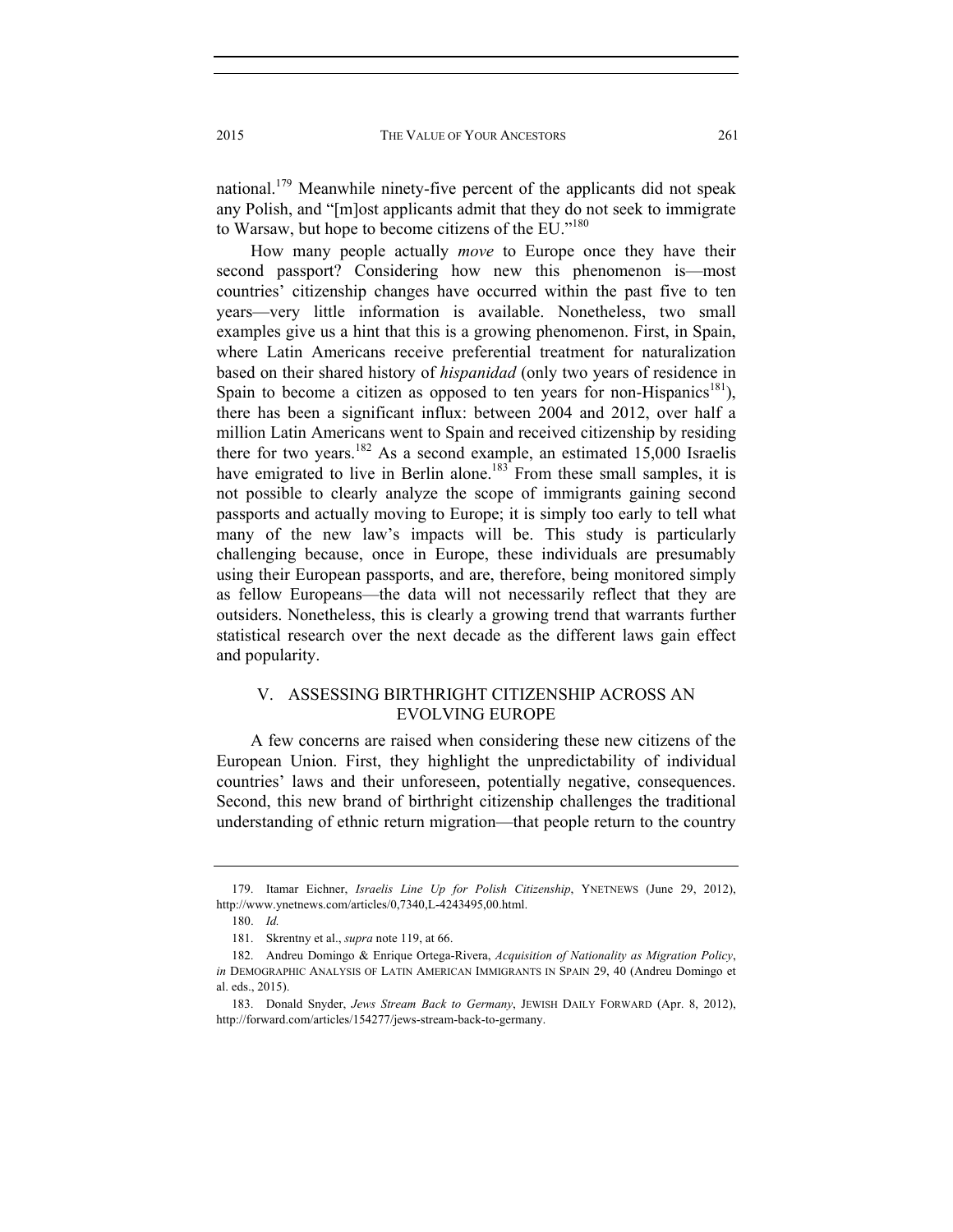national.[179] Meanwhile ninety-five percent of the applicants did not speak any Polish, and "[m]ost applicants admit that they do not seek to immigrate to Warsaw, but hope to become citizens of the EU."[180]

How many people actually *move* to Europe once they have their second passport? Considering how new this phenomenon is—most countries' citizenship changes have occurred within the past five to ten years—very little information is available. Nonetheless, two small examples give us a hint that this is a growing phenomenon. First, in Spain, where Latin Americans receive preferential treatment for naturalization based on their shared history of *hispanidad* (only two years of residence in Spain to become a citizen as opposed to ten years for non-Hispanics[181]), there has been a significant influx: between 2004 and 2012, over half a million Latin Americans went to Spain and received citizenship by residing there for two years.[182] As a second example, an estimated 15,000 Israelis have emigrated to live in Berlin alone.[183] From these small samples, it is not possible to clearly analyze the scope of immigrants gaining second passports and actually moving to Europe; it is simply too early to tell what many of the new law's impacts will be. This study is particularly challenging because, once in Europe, these individuals are presumably using their European passports, and are, therefore, being monitored simply as fellow Europeans—the data will not necessarily reflect that they are outsiders. Nonetheless, this is clearly a growing trend that warrants further statistical research over the next decade as the different laws gain effect and popularity.

## V. ASSESSING BIRTHRIGHT CITIZENSHIP ACROSS AN EVOLVING EUROPE

A few concerns are raised when considering these new citizens of the European Union. First, they highlight the unpredictability of individual countries' laws and their unforeseen, potentially negative, consequences. Second, this new brand of birthright citizenship challenges the traditional understanding of ethnic return migration—that people return to the country

---

179. Itamar Eichner, *Israelis Line Up for Polish Citizenship*, YNETNEWS (June 29, 2012), http://www.ynetnews.com/articles/0,7340,L-4243495,00.html.

180. *Id.*

181. Skrentny et al., *supra* note 119, at 66.

182. Andreu Domingo & Enrique Ortega-Rivera, *Acquisition of Nationality as Migration Policy*, *in* DEMOGRAPHIC ANALYSIS OF LATIN AMERICAN IMMIGRANTS IN SPAIN 29, 40 (Andreu Domingo et al. eds., 2015).

183. Donald Snyder, *Jews Stream Back to Germany*, JEWISH DAILY FORWARD (Apr. 8, 2012), http://forward.com/articles/154277/jews-stream-back-to-germany.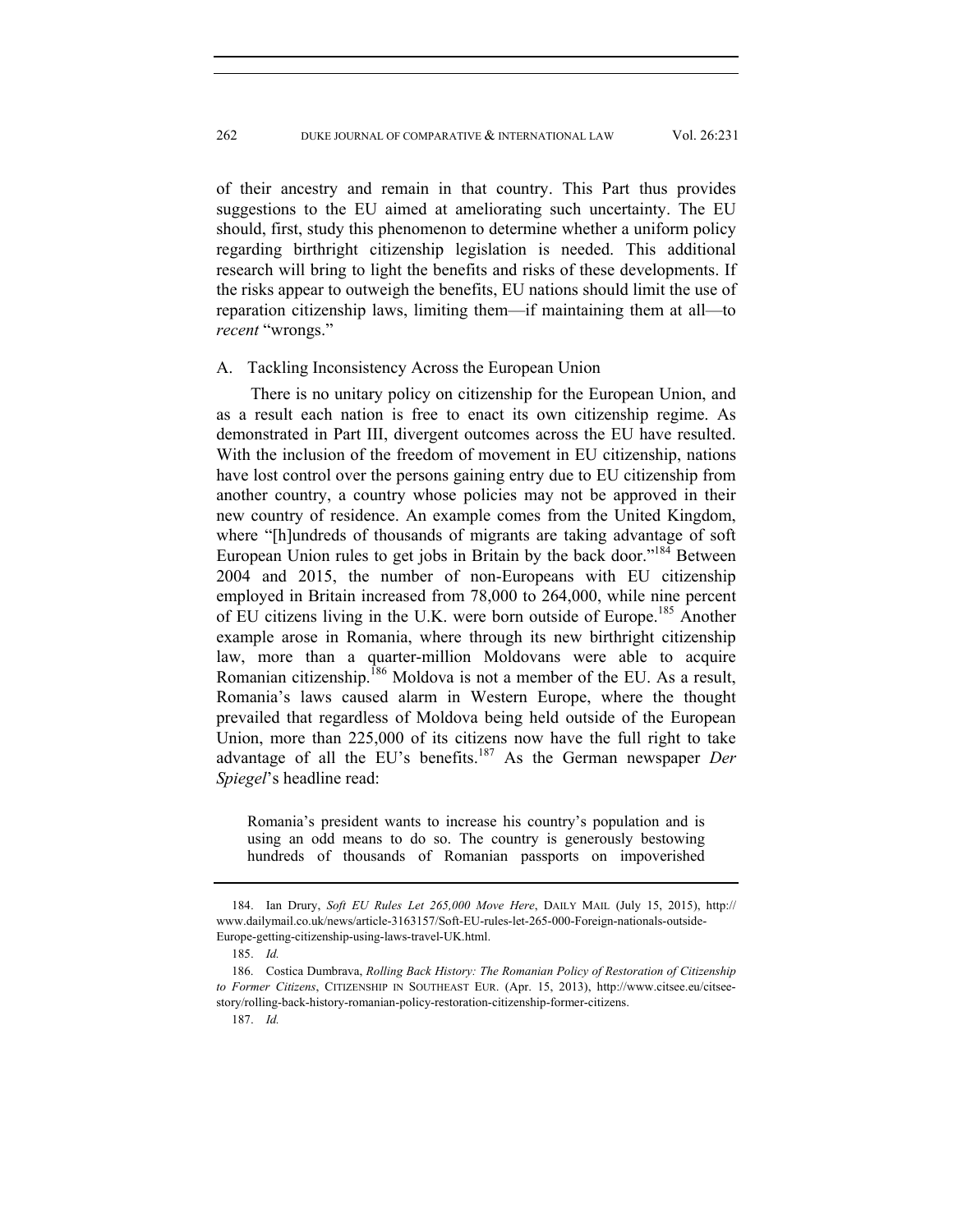of their ancestry and remain in that country. This Part thus provides suggestions to the EU aimed at ameliorating such uncertainty. The EU should, first, study this phenomenon to determine whether a uniform policy regarding birthright citizenship legislation is needed. This additional research will bring to light the benefits and risks of these developments. If the risks appear to outweigh the benefits, EU nations should limit the use of reparation citizenship laws, limiting them—if maintaining them at all—to *recent* "wrongs."

## A. Tackling Inconsistency Across the European Union

There is no unitary policy on citizenship for the European Union, and as a result each nation is free to enact its own citizenship regime. As demonstrated in Part III, divergent outcomes across the EU have resulted. With the inclusion of the freedom of movement in EU citizenship, nations have lost control over the persons gaining entry due to EU citizenship from another country, a country whose policies may not be approved in their new country of residence. An example comes from the United Kingdom, where "[h]undreds of thousands of migrants are taking advantage of soft European Union rules to get jobs in Britain by the back door."[184] Between 2004 and 2015, the number of non-Europeans with EU citizenship employed in Britain increased from 78,000 to 264,000, while nine percent of EU citizens living in the U.K. were born outside of Europe.[185] Another example arose in Romania, where through its new birthright citizenship law, more than a quarter-million Moldovans were able to acquire Romanian citizenship.[186] Moldova is not a member of the EU. As a result, Romania's laws caused alarm in Western Europe, where the thought prevailed that regardless of Moldova being held outside of the European Union, more than 225,000 of its citizens now have the full right to take advantage of all the EU's benefits.[187] As the German newspaper *Der Spiegel*'s headline read:

> Romania's president wants to increase his country's population and is using an odd means to do so. The country is generously bestowing hundreds of thousands of Romanian passports on impoverished

---

184. Ian Drury, *Soft EU Rules Let 265,000 Move Here*, DAILY MAIL (July 15, 2015), http://www.dailymail.co.uk/news/article-3163157/Soft-EU-rules-let-265-000-Foreign-nationals-outside-Europe-getting-citizenship-using-laws-travel-UK.html.

185. *Id.*

186. Costica Dumbrava, *Rolling Back History: The Romanian Policy of Restoration of Citizenship to Former Citizens*, CITIZENSHIP IN SOUTHEAST EUR. (Apr. 15, 2013), http://www.citsee.eu/citsee-story/rolling-back-history-romanian-policy-restoration-citizenship-former-citizens.

187. *Id.*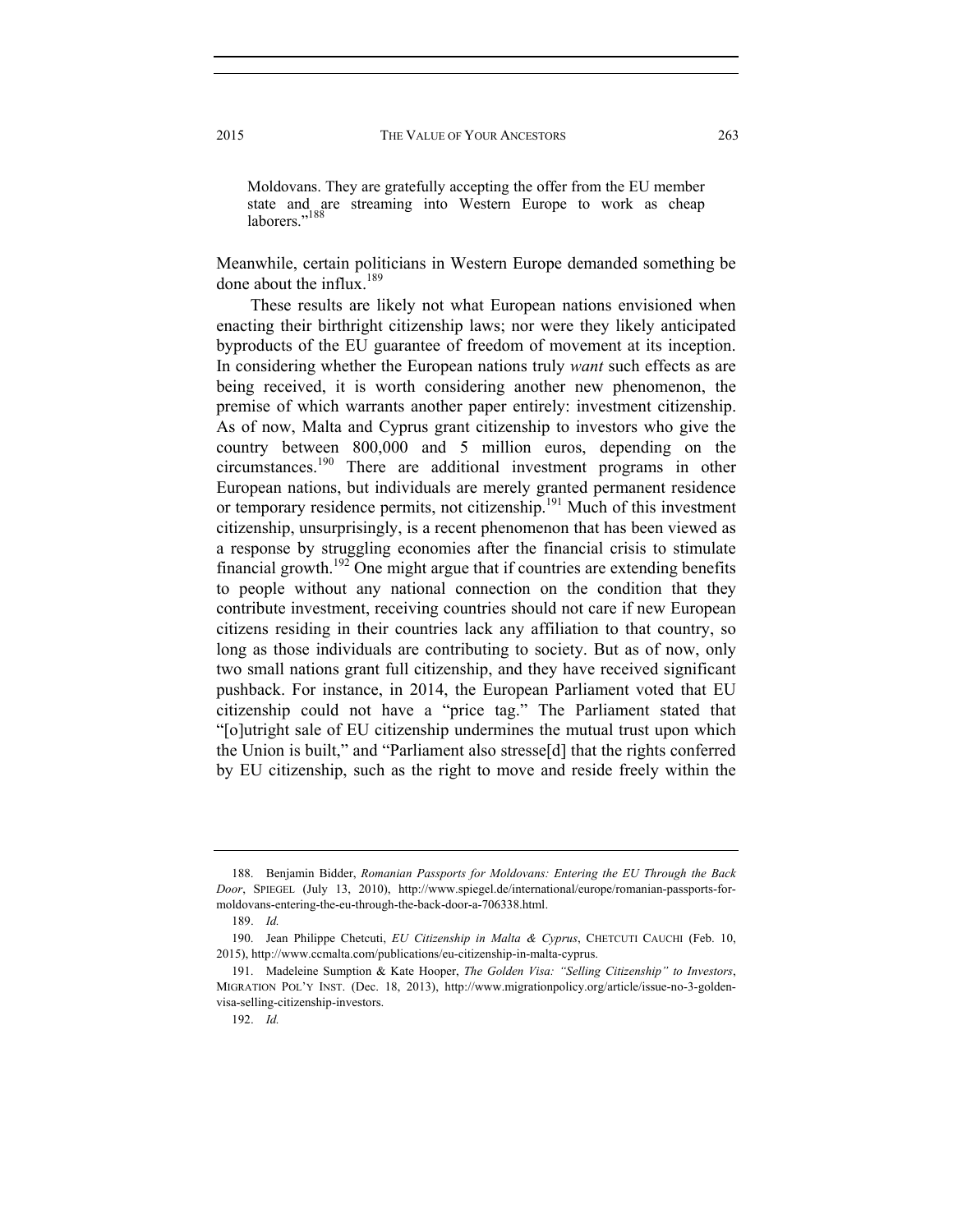> Moldovans. They are gratefully accepting the offer from the EU member state and are streaming into Western Europe to work as cheap laborers."[188]

Meanwhile, certain politicians in Western Europe demanded something be done about the influx.[189]

These results are likely not what European nations envisioned when enacting their birthright citizenship laws; nor were they likely anticipated byproducts of the EU guarantee of freedom of movement at its inception. In considering whether the European nations truly *want* such effects as are being received, it is worth considering another new phenomenon, the premise of which warrants another paper entirely: investment citizenship. As of now, Malta and Cyprus grant citizenship to investors who give the country between 800,000 and 5 million euros, depending on the circumstances.[190] There are additional investment programs in other European nations, but individuals are merely granted permanent residence or temporary residence permits, not citizenship.[191] Much of this investment citizenship, unsurprisingly, is a recent phenomenon that has been viewed as a response by struggling economies after the financial crisis to stimulate financial growth.[192] One might argue that if countries are extending benefits to people without any national connection on the condition that they contribute investment, receiving countries should not care if new European citizens residing in their countries lack any affiliation to that country, so long as those individuals are contributing to society. But as of now, only two small nations grant full citizenship, and they have received significant pushback. For instance, in 2014, the European Parliament voted that EU citizenship could not have a "price tag." The Parliament stated that "[o]utright sale of EU citizenship undermines the mutual trust upon which the Union is built," and "Parliament also stresse[d] that the rights conferred by EU citizenship, such as the right to move and reside freely within the

---

188. Benjamin Bidder, *Romanian Passports for Moldovans: Entering the EU Through the Back Door*, SPIEGEL (July 13, 2010), http://www.spiegel.de/international/europe/romanian-passports-for-moldovans-entering-the-eu-through-the-back-door-a-706338.html.

189. *Id.*

190. Jean Philippe Chetcuti, *EU Citizenship in Malta & Cyprus*, CHETCUTI CAUCHI (Feb. 10, 2015), http://www.ccmalta.com/publications/eu-citizenship-in-malta-cyprus.

191. Madeleine Sumption & Kate Hooper, *The Golden Visa: "Selling Citizenship" to Investors*, MIGRATION POL'Y INST. (Dec. 18, 2013), http://www.migrationpolicy.org/article/issue-no-3-golden-visa-selling-citizenship-investors.

192. *Id.*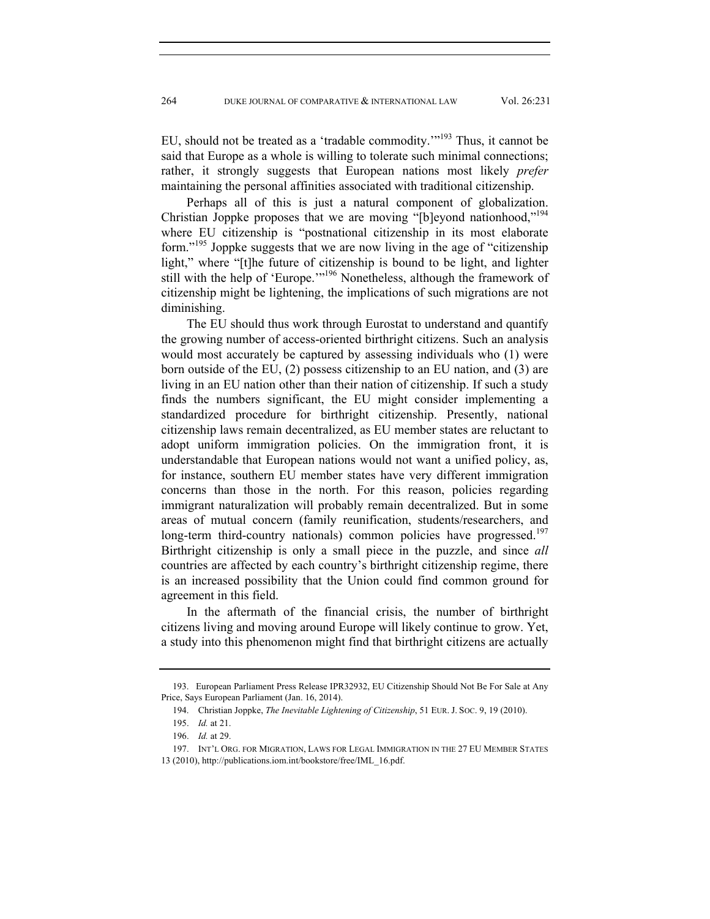EU, should not be treated as a 'tradable commodity.'"[193] Thus, it cannot be said that Europe as a whole is willing to tolerate such minimal connections; rather, it strongly suggests that European nations most likely *prefer* maintaining the personal affinities associated with traditional citizenship.

Perhaps all of this is just a natural component of globalization. Christian Joppke proposes that we are moving "[b]eyond nationhood,"[194] where EU citizenship is "postnational citizenship in its most elaborate form."[195] Joppke suggests that we are now living in the age of "citizenship light," where "[t]he future of citizenship is bound to be light, and lighter still with the help of 'Europe.'"[196] Nonetheless, although the framework of citizenship might be lightening, the implications of such migrations are not diminishing.

The EU should thus work through Eurostat to understand and quantify the growing number of access-oriented birthright citizens. Such an analysis would most accurately be captured by assessing individuals who (1) were born outside of the EU, (2) possess citizenship to an EU nation, and (3) are living in an EU nation other than their nation of citizenship. If such a study finds the numbers significant, the EU might consider implementing a standardized procedure for birthright citizenship. Presently, national citizenship laws remain decentralized, as EU member states are reluctant to adopt uniform immigration policies. On the immigration front, it is understandable that European nations would not want a unified policy, as, for instance, southern EU member states have very different immigration concerns than those in the north. For this reason, policies regarding immigrant naturalization will probably remain decentralized. But in some areas of mutual concern (family reunification, students/researchers, and long-term third-country nationals) common policies have progressed.[197] Birthright citizenship is only a small piece in the puzzle, and since *all* countries are affected by each country's birthright citizenship regime, there is an increased possibility that the Union could find common ground for agreement in this field.

In the aftermath of the financial crisis, the number of birthright citizens living and moving around Europe will likely continue to grow. Yet, a study into this phenomenon might find that birthright citizens are actually

---

193. European Parliament Press Release IPR32932, EU Citizenship Should Not Be For Sale at Any Price, Says European Parliament (Jan. 16, 2014).

194. Christian Joppke, *The Inevitable Lightening of Citizenship*, 51 EUR. J. SOC. 9, 19 (2010).

195. *Id.* at 21.

196. *Id.* at 29.

197. INT'L ORG. FOR MIGRATION, LAWS FOR LEGAL IMMIGRATION IN THE 27 EU MEMBER STATES 13 (2010), http://publications.iom.int/bookstore/free/IML_16.pdf.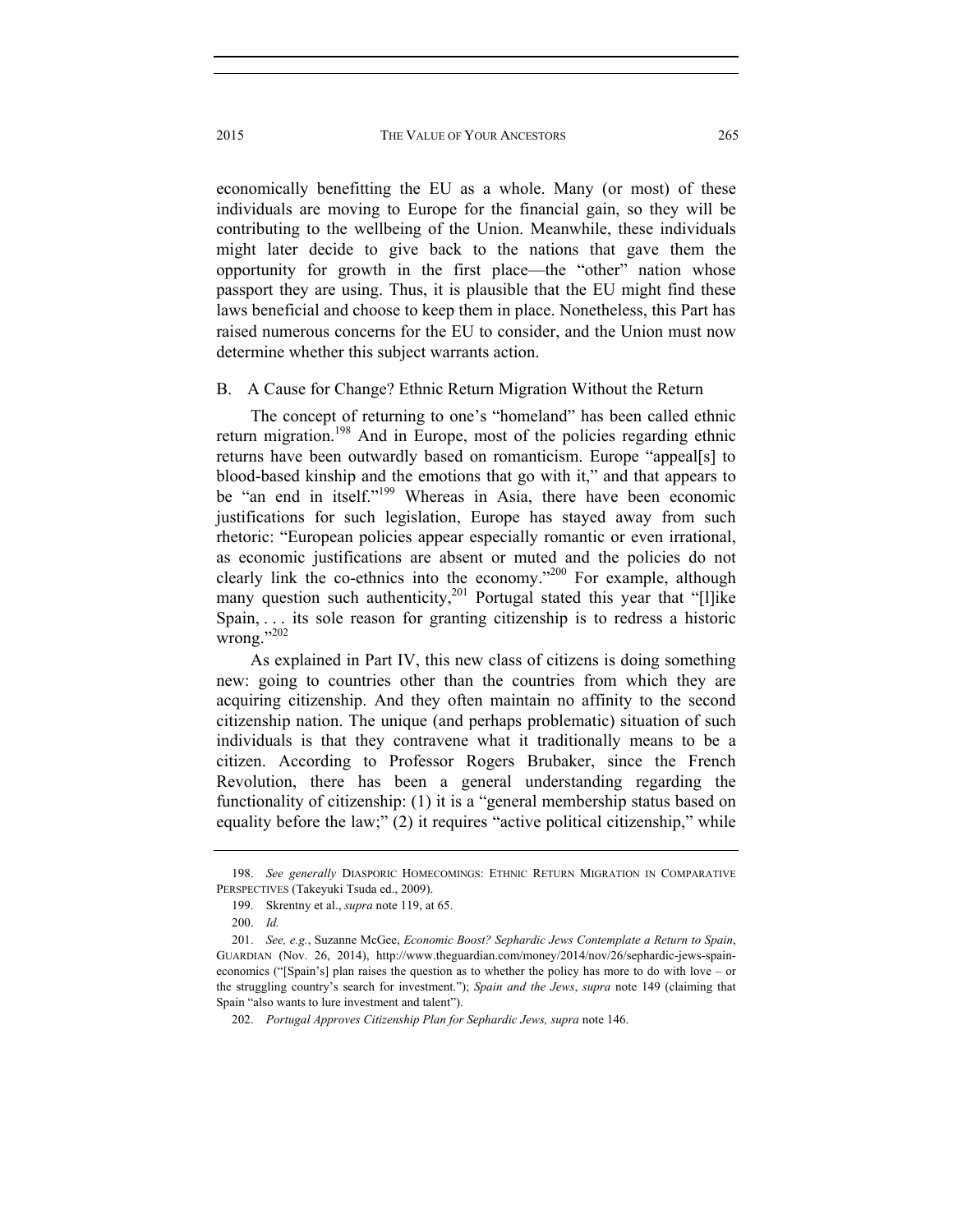economically benefitting the EU as a whole. Many (or most) of these individuals are moving to Europe for the financial gain, so they will be contributing to the wellbeing of the Union. Meanwhile, these individuals might later decide to give back to the nations that gave them the opportunity for growth in the first place—the "other" nation whose passport they are using. Thus, it is plausible that the EU might find these laws beneficial and choose to keep them in place. Nonetheless, this Part has raised numerous concerns for the EU to consider, and the Union must now determine whether this subject warrants action.

### B. A Cause for Change? Ethnic Return Migration Without the Return

The concept of returning to one's "homeland" has been called ethnic return migration.[198] And in Europe, most of the policies regarding ethnic returns have been outwardly based on romanticism. Europe "appeal[s] to blood-based kinship and the emotions that go with it," and that appears to be "an end in itself."[199] Whereas in Asia, there have been economic justifications for such legislation, Europe has stayed away from such rhetoric: "European policies appear especially romantic or even irrational, as economic justifications are absent or muted and the policies do not clearly link the co-ethnics into the economy."[200] For example, although many question such authenticity,[201] Portugal stated this year that "[l]ike Spain, . . . its sole reason for granting citizenship is to redress a historic wrong."[202]

As explained in Part IV, this new class of citizens is doing something new: going to countries other than the countries from which they are acquiring citizenship. And they often maintain no affinity to the second citizenship nation. The unique (and perhaps problematic) situation of such individuals is that they contravene what it traditionally means to be a citizen. According to Professor Rogers Brubaker, since the French Revolution, there has been a general understanding regarding the functionality of citizenship: (1) it is a "general membership status based on equality before the law;" (2) it requires "active political citizenship," while

---

198. *See generally* DIASPORIC HOMECOMINGS: ETHNIC RETURN MIGRATION IN COMPARATIVE PERSPECTIVES (Takeyuki Tsuda ed., 2009).

199. Skrentny et al., *supra* note 119, at 65.

200. *Id.*

201. *See, e.g.*, Suzanne McGee, *Economic Boost? Sephardic Jews Contemplate a Return to Spain*, GUARDIAN (Nov. 26, 2014), http://www.theguardian.com/money/2014/nov/26/sephardic-jews-spain-economics ("[Spain's] plan raises the question as to whether the policy has more to do with love – or the struggling country's search for investment."); *Spain and the Jews*, *supra* note 149 (claiming that Spain "also wants to lure investment and talent").

202. *Portugal Approves Citizenship Plan for Sephardic Jews, supra* note 146.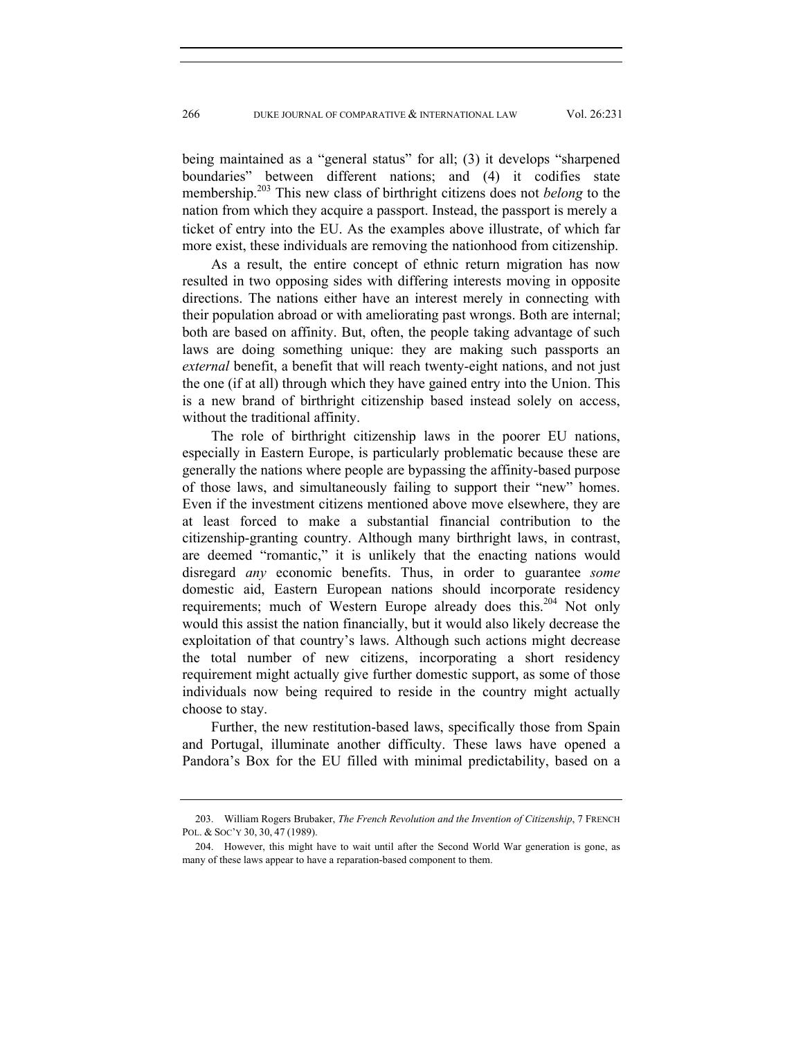being maintained as a "general status" for all; (3) it develops "sharpened boundaries" between different nations; and (4) it codifies state membership.[203] This new class of birthright citizens does not *belong* to the nation from which they acquire a passport. Instead, the passport is merely a ticket of entry into the EU. As the examples above illustrate, of which far more exist, these individuals are removing the nationhood from citizenship.

As a result, the entire concept of ethnic return migration has now resulted in two opposing sides with differing interests moving in opposite directions. The nations either have an interest merely in connecting with their population abroad or with ameliorating past wrongs. Both are internal; both are based on affinity. But, often, the people taking advantage of such laws are doing something unique: they are making such passports an *external* benefit, a benefit that will reach twenty-eight nations, and not just the one (if at all) through which they have gained entry into the Union. This is a new brand of birthright citizenship based instead solely on access, without the traditional affinity.

The role of birthright citizenship laws in the poorer EU nations, especially in Eastern Europe, is particularly problematic because these are generally the nations where people are bypassing the affinity-based purpose of those laws, and simultaneously failing to support their "new" homes. Even if the investment citizens mentioned above move elsewhere, they are at least forced to make a substantial financial contribution to the citizenship-granting country. Although many birthright laws, in contrast, are deemed "romantic," it is unlikely that the enacting nations would disregard *any* economic benefits. Thus, in order to guarantee *some* domestic aid, Eastern European nations should incorporate residency requirements; much of Western Europe already does this.[204] Not only would this assist the nation financially, but it would also likely decrease the exploitation of that country's laws. Although such actions might decrease the total number of new citizens, incorporating a short residency requirement might actually give further domestic support, as some of those individuals now being required to reside in the country might actually choose to stay.

Further, the new restitution-based laws, specifically those from Spain and Portugal, illuminate another difficulty. These laws have opened a Pandora's Box for the EU filled with minimal predictability, based on a

---

203. William Rogers Brubaker, *The French Revolution and the Invention of Citizenship*, 7 FRENCH POL. & SOC'Y 30, 30, 47 (1989).

204. However, this might have to wait until after the Second World War generation is gone, as many of these laws appear to have a reparation-based component to them.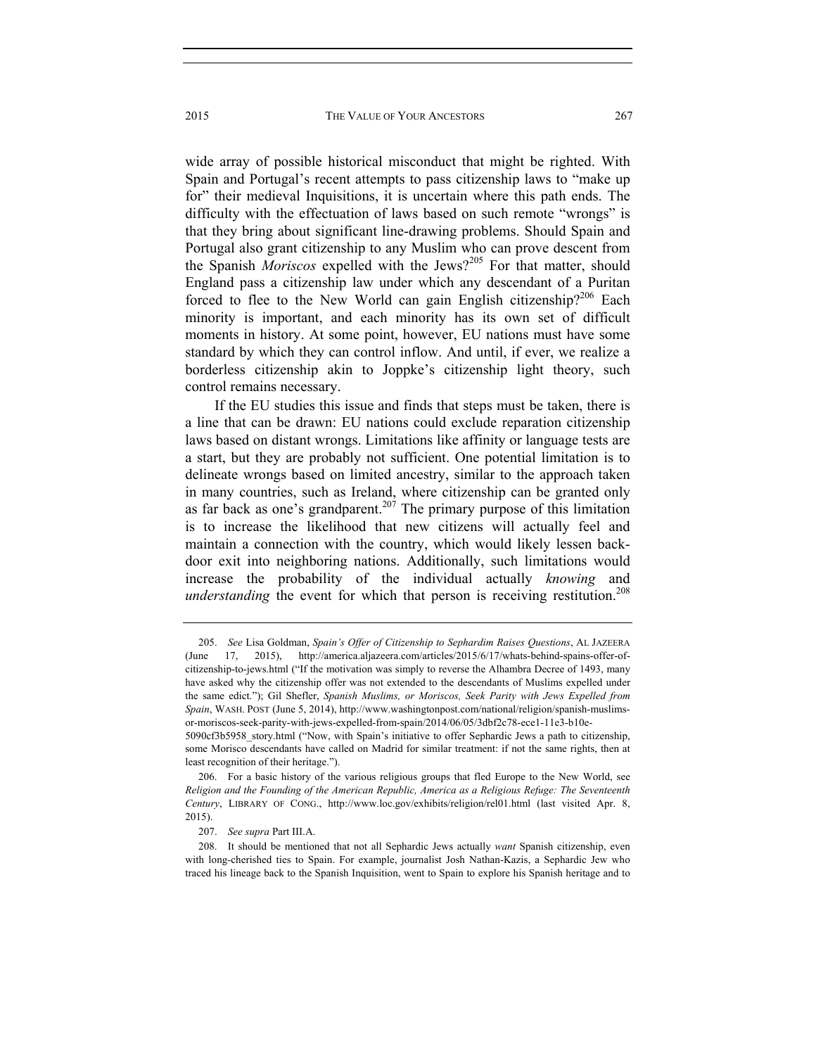wide array of possible historical misconduct that might be righted. With Spain and Portugal's recent attempts to pass citizenship laws to "make up for" their medieval Inquisitions, it is uncertain where this path ends. The difficulty with the effectuation of laws based on such remote "wrongs" is that they bring about significant line-drawing problems. Should Spain and Portugal also grant citizenship to any Muslim who can prove descent from the Spanish *Moriscos* expelled with the Jews?[205] For that matter, should England pass a citizenship law under which any descendant of a Puritan forced to flee to the New World can gain English citizenship?[206] Each minority is important, and each minority has its own set of difficult moments in history. At some point, however, EU nations must have some standard by which they can control inflow. And until, if ever, we realize a borderless citizenship akin to Joppke's citizenship light theory, such control remains necessary.

If the EU studies this issue and finds that steps must be taken, there is a line that can be drawn: EU nations could exclude reparation citizenship laws based on distant wrongs. Limitations like affinity or language tests are a start, but they are probably not sufficient. One potential limitation is to delineate wrongs based on limited ancestry, similar to the approach taken in many countries, such as Ireland, where citizenship can be granted only as far back as one's grandparent.[207] The primary purpose of this limitation is to increase the likelihood that new citizens will actually feel and maintain a connection with the country, which would likely lessen back-door exit into neighboring nations. Additionally, such limitations would increase the probability of the individual actually *knowing* and *understanding* the event for which that person is receiving restitution.[208]

---

205. *See* Lisa Goldman, *Spain's Offer of Citizenship to Sephardim Raises Questions*, AL JAZEERA (June 17, 2015), http://america.aljazeera.com/articles/2015/6/17/whats-behind-spains-offer-of-citizenship-to-jews.html ("If the motivation was simply to reverse the Alhambra Decree of 1493, many have asked why the citizenship offer was not extended to the descendants of Muslims expelled under the same edict."); Gil Shefler, *Spanish Muslims, or Moriscos, Seek Parity with Jews Expelled from Spain*, WASH. POST (June 5, 2014), http://www.washingtonpost.com/national/religion/spanish-muslims-or-moriscos-seek-parity-with-jews-expelled-from-spain/2014/06/05/3dbf2c78-ece1-11e3-b10e-5090cf3b5958_story.html ("Now, with Spain's initiative to offer Sephardic Jews a path to citizenship, some Morisco descendants have called on Madrid for similar treatment: if not the same rights, then at least recognition of their heritage.").

206. For a basic history of the various religious groups that fled Europe to the New World, see *Religion and the Founding of the American Republic, America as a Religious Refuge: The Seventeenth Century*, LIBRARY OF CONG., http://www.loc.gov/exhibits/religion/rel01.html (last visited Apr. 8, 2015).

207. *See supra* Part III.A.

208. It should be mentioned that not all Sephardic Jews actually *want* Spanish citizenship, even with long-cherished ties to Spain. For example, journalist Josh Nathan-Kazis, a Sephardic Jew who traced his lineage back to the Spanish Inquisition, went to Spain to explore his Spanish heritage and to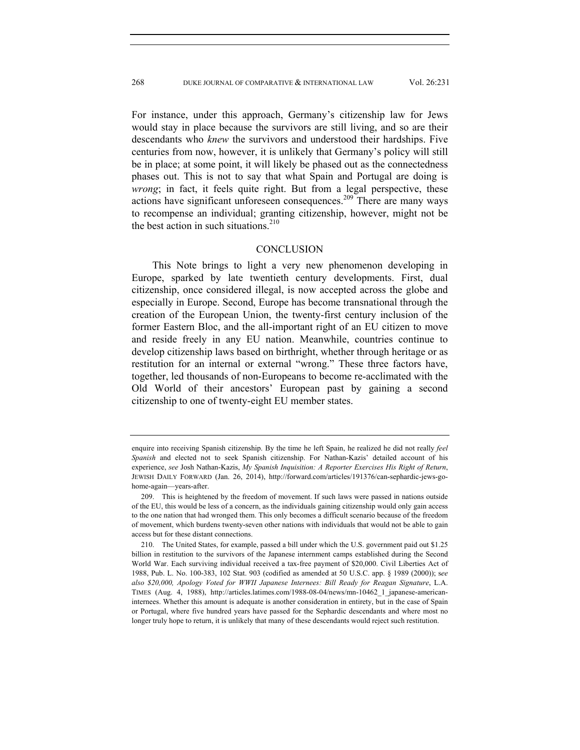For instance, under this approach, Germany's citizenship law for Jews would stay in place because the survivors are still living, and so are their descendants who *knew* the survivors and understood their hardships. Five centuries from now, however, it is unlikely that Germany's policy will still be in place; at some point, it will likely be phased out as the connectedness phases out. This is not to say that what Spain and Portugal are doing is *wrong*; in fact, it feels quite right. But from a legal perspective, these actions have significant unforeseen consequences.[209] There are many ways to recompense an individual; granting citizenship, however, might not be the best action in such situations.[210]

## CONCLUSION

This Note brings to light a very new phenomenon developing in Europe, sparked by late twentieth century developments. First, dual citizenship, once considered illegal, is now accepted across the globe and especially in Europe. Second, Europe has become transnational through the creation of the European Union, the twenty-first century inclusion of the former Eastern Bloc, and the all-important right of an EU citizen to move and reside freely in any EU nation. Meanwhile, countries continue to develop citizenship laws based on birthright, whether through heritage or as restitution for an internal or external "wrong." These three factors have, together, led thousands of non-Europeans to become re-acclimated with the Old World of their ancestors' European past by gaining a second citizenship to one of twenty-eight EU member states.

---

enquire into receiving Spanish citizenship. By the time he left Spain, he realized he did not really *feel Spanish* and elected not to seek Spanish citizenship. For Nathan-Kazis' detailed account of his experience, *see* Josh Nathan-Kazis, *My Spanish Inquisition: A Reporter Exercises His Right of Return*, JEWISH DAILY FORWARD (Jan. 26, 2014), http://forward.com/articles/191376/can-sephardic-jews-go-home-again—years-after.

209. This is heightened by the freedom of movement. If such laws were passed in nations outside of the EU, this would be less of a concern, as the individuals gaining citizenship would only gain access to the one nation that had wronged them. This only becomes a difficult scenario because of the freedom of movement, which burdens twenty-seven other nations with individuals that would not be able to gain access but for these distant connections.

210. The United States, for example, passed a bill under which the U.S. government paid out $1.25 billion in restitution to the survivors of the Japanese internment camps established during the Second World War. Each surviving individual received a tax-free payment of $20,000. Civil Liberties Act of 1988, Pub. L. No. 100-383, 102 Stat. 903 (codified as amended at 50 U.S.C. app. § 1989 (2000)); *see also $20,000, Apology Voted for WWII Japanese Internees: Bill Ready for Reagan Signature*, L.A. TIMES (Aug. 4, 1988), http://articles.latimes.com/1988-08-04/news/mn-10462_1_japanese-american-internees. Whether this amount is adequate is another consideration in entirety, but in the case of Spain or Portugal, where five hundred years have passed for the Sephardic descendants and where most no longer truly hope to return, it is unlikely that many of these descendants would reject such restitution.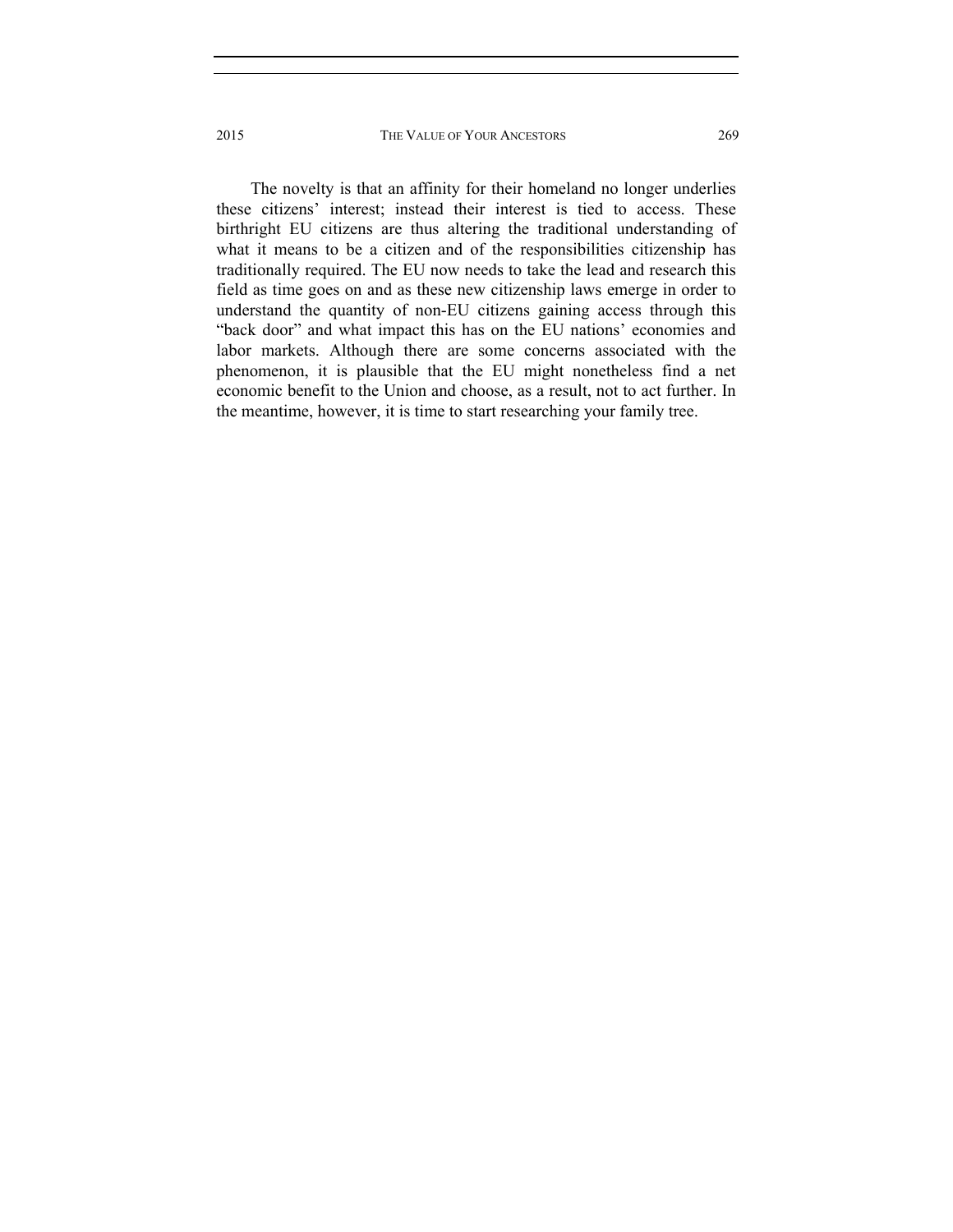The novelty is that an affinity for their homeland no longer underlies these citizens' interest; instead their interest is tied to access. These birthright EU citizens are thus altering the traditional understanding of what it means to be a citizen and of the responsibilities citizenship has traditionally required. The EU now needs to take the lead and research this field as time goes on and as these new citizenship laws emerge in order to understand the quantity of non-EU citizens gaining access through this "back door" and what impact this has on the EU nations' economies and labor markets. Although there are some concerns associated with the phenomenon, it is plausible that the EU might nonetheless find a net economic benefit to the Union and choose, as a result, not to act further. In the meantime, however, it is time to start researching your family tree.